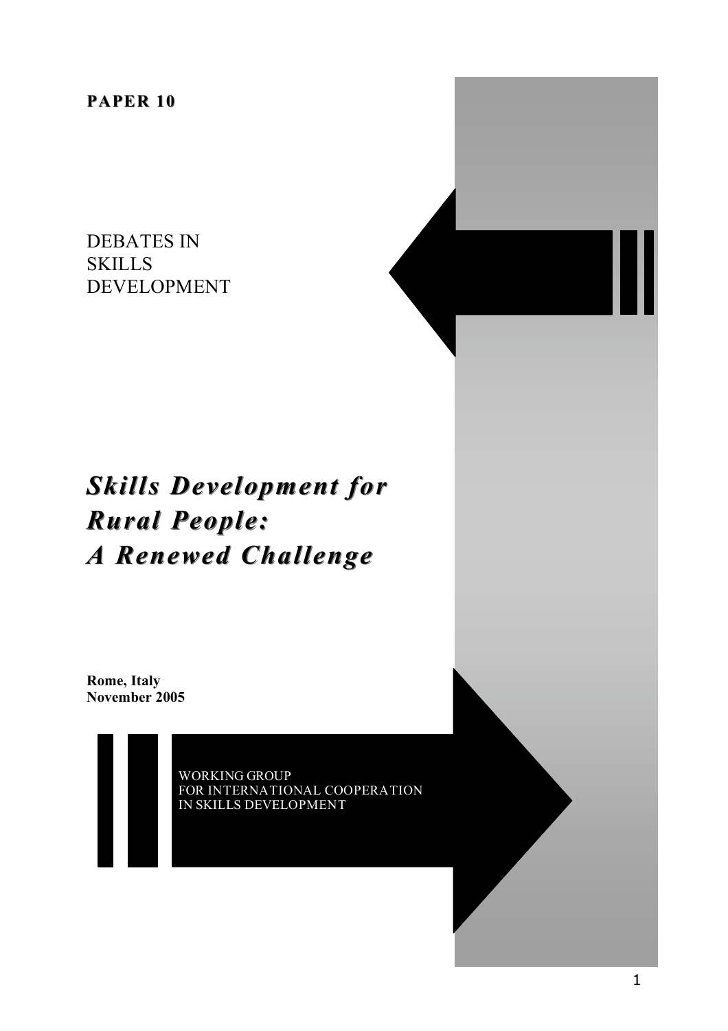**PAPER 10**

DEBATES IN
SKILLS
DEVELOPMENT

# *Skills Development for Rural People: A Renewed Challenge*

**Rome, Italy**
**November 2005**

WORKING GROUP
FOR INTERNATIONAL COOPERATION
IN SKILLS DEVELOPMENT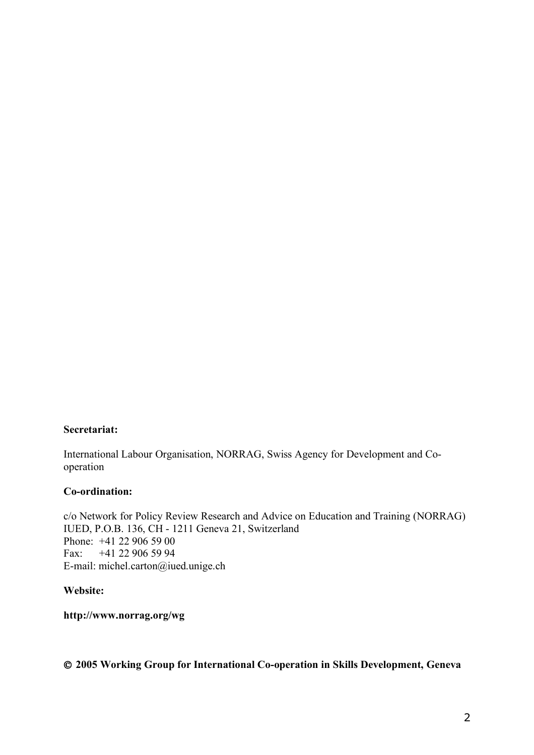**Secretariat:**

International Labour Organisation, NORRAG, Swiss Agency for Development and Co-operation

**Co-ordination:**

c/o Network for Policy Review Research and Advice on Education and Training (NORRAG)
IUED, P.O.B. 136, CH - 1211 Geneva 21, Switzerland
Phone: +41 22 906 59 00
Fax: +41 22 906 59 94
E-mail: michel.carton@iued.unige.ch

**Website:**

**http://www.norrag.org/wg**

**© 2005 Working Group for International Co-operation in Skills Development, Geneva**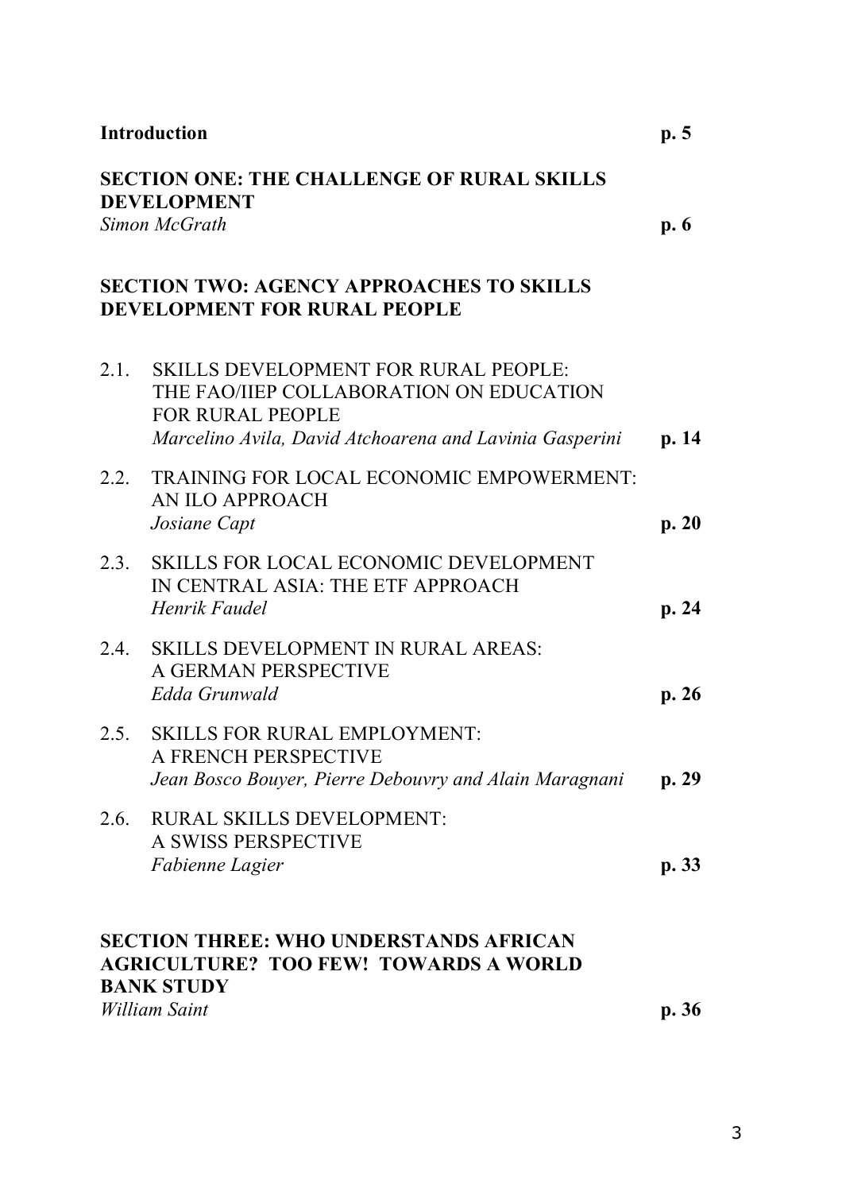| | | |
|---|---|---|
| **Introduction** | | **p. 5** |
| **SECTION ONE: THE CHALLENGE OF RURAL SKILLS DEVELOPMENT** *Simon McGrath* | | **p. 6** |
| **SECTION TWO: AGENCY APPROACHES TO SKILLS DEVELOPMENT FOR RURAL PEOPLE** | | |
| 2.1. | SKILLS DEVELOPMENT FOR RURAL PEOPLE: THE FAO/IIEP COLLABORATION ON EDUCATION FOR RURAL PEOPLE *Marcelino Avila, David Atchoarena and Lavinia Gasperini* | **p. 14** |
| 2.2. | TRAINING FOR LOCAL ECONOMIC EMPOWERMENT: AN ILO APPROACH *Josiane Capt* | **p. 20** |
| 2.3. | SKILLS FOR LOCAL ECONOMIC DEVELOPMENT IN CENTRAL ASIA: THE ETF APPROACH *Henrik Faudel* | **p. 24** |
| 2.4. | SKILLS DEVELOPMENT IN RURAL AREAS: A GERMAN PERSPECTIVE *Edda Grunwald* | **p. 26** |
| 2.5. | SKILLS FOR RURAL EMPLOYMENT: A FRENCH PERSPECTIVE *Jean Bosco Bouyer, Pierre Debouvry and Alain Maragnani* | **p. 29** |
| 2.6. | RURAL SKILLS DEVELOPMENT: A SWISS PERSPECTIVE *Fabienne Lagier* | **p. 33** |
| **SECTION THREE: WHO UNDERSTANDS AFRICAN AGRICULTURE? TOO FEW! TOWARDS A WORLD BANK STUDY** *William Saint* | | **p. 36** |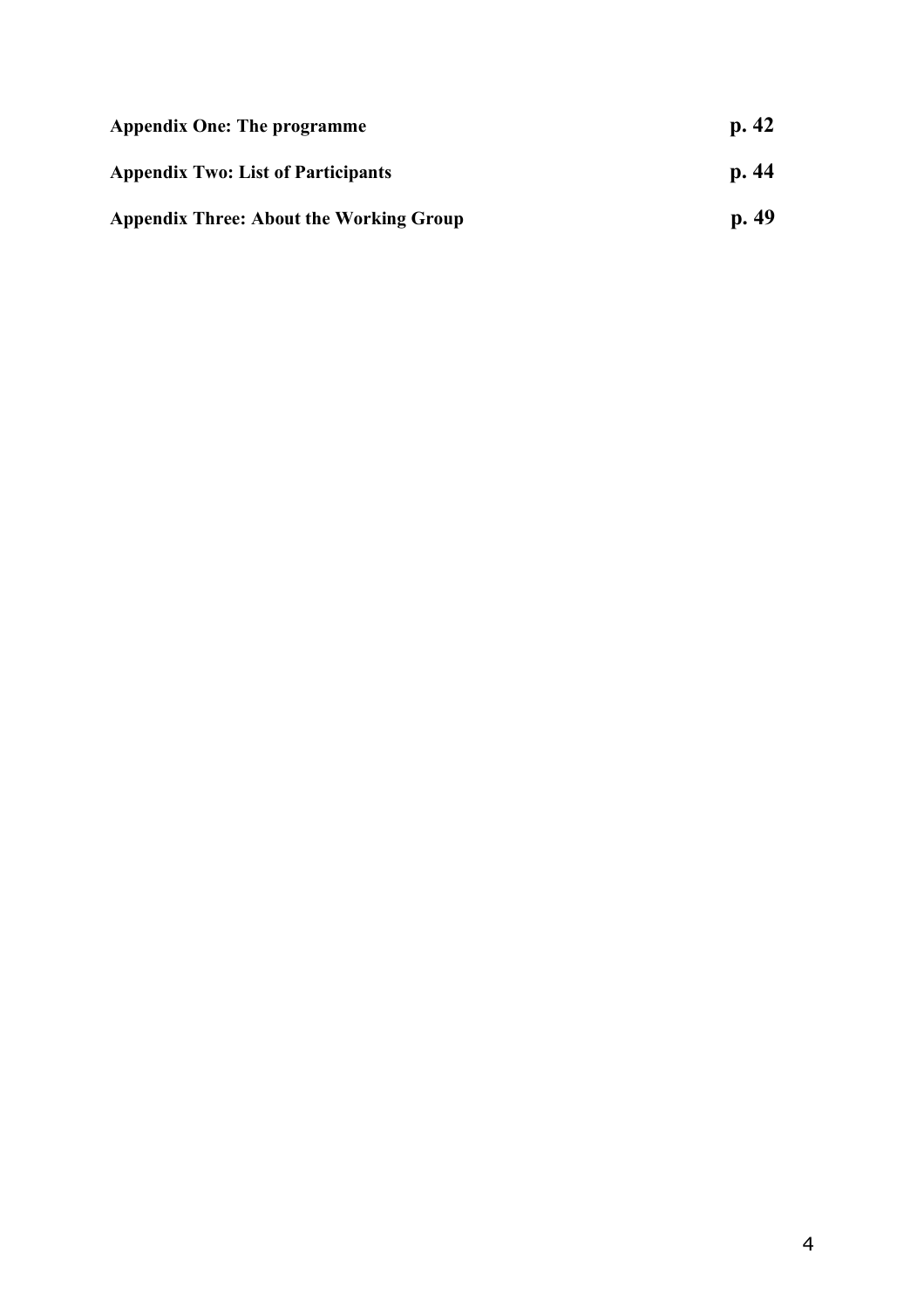**Appendix One: The programme** **p. 42**

**Appendix Two: List of Participants** **p. 44**

**Appendix Three: About the Working Group** **p. 49**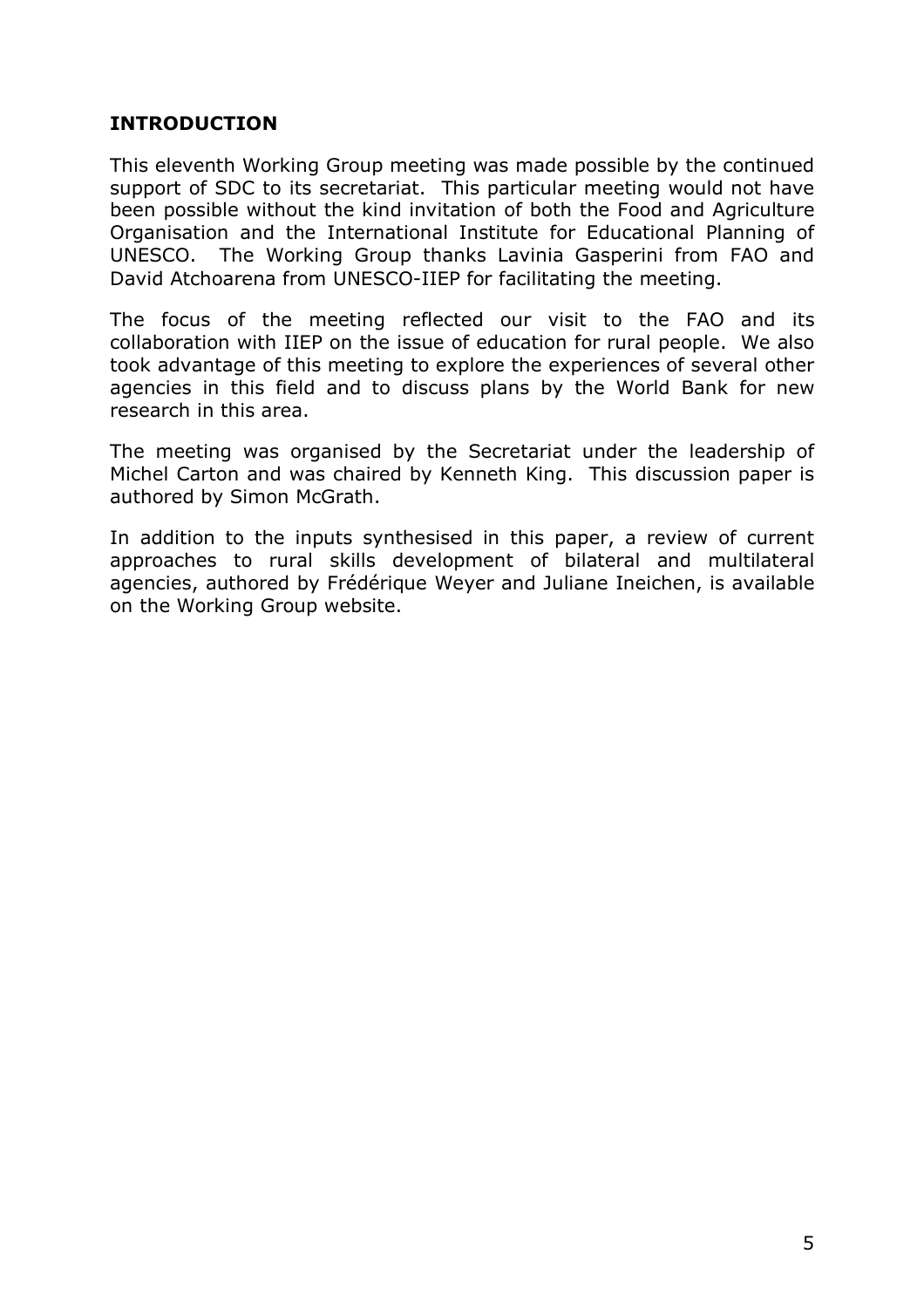## INTRODUCTION

This eleventh Working Group meeting was made possible by the continued support of SDC to its secretariat. This particular meeting would not have been possible without the kind invitation of both the Food and Agriculture Organisation and the International Institute for Educational Planning of UNESCO. The Working Group thanks Lavinia Gasperini from FAO and David Atchoarena from UNESCO-IIEP for facilitating the meeting.

The focus of the meeting reflected our visit to the FAO and its collaboration with IIEP on the issue of education for rural people. We also took advantage of this meeting to explore the experiences of several other agencies in this field and to discuss plans by the World Bank for new research in this area.

The meeting was organised by the Secretariat under the leadership of Michel Carton and was chaired by Kenneth King. This discussion paper is authored by Simon McGrath.

In addition to the inputs synthesised in this paper, a review of current approaches to rural skills development of bilateral and multilateral agencies, authored by Frédérique Weyer and Juliane Ineichen, is available on the Working Group website.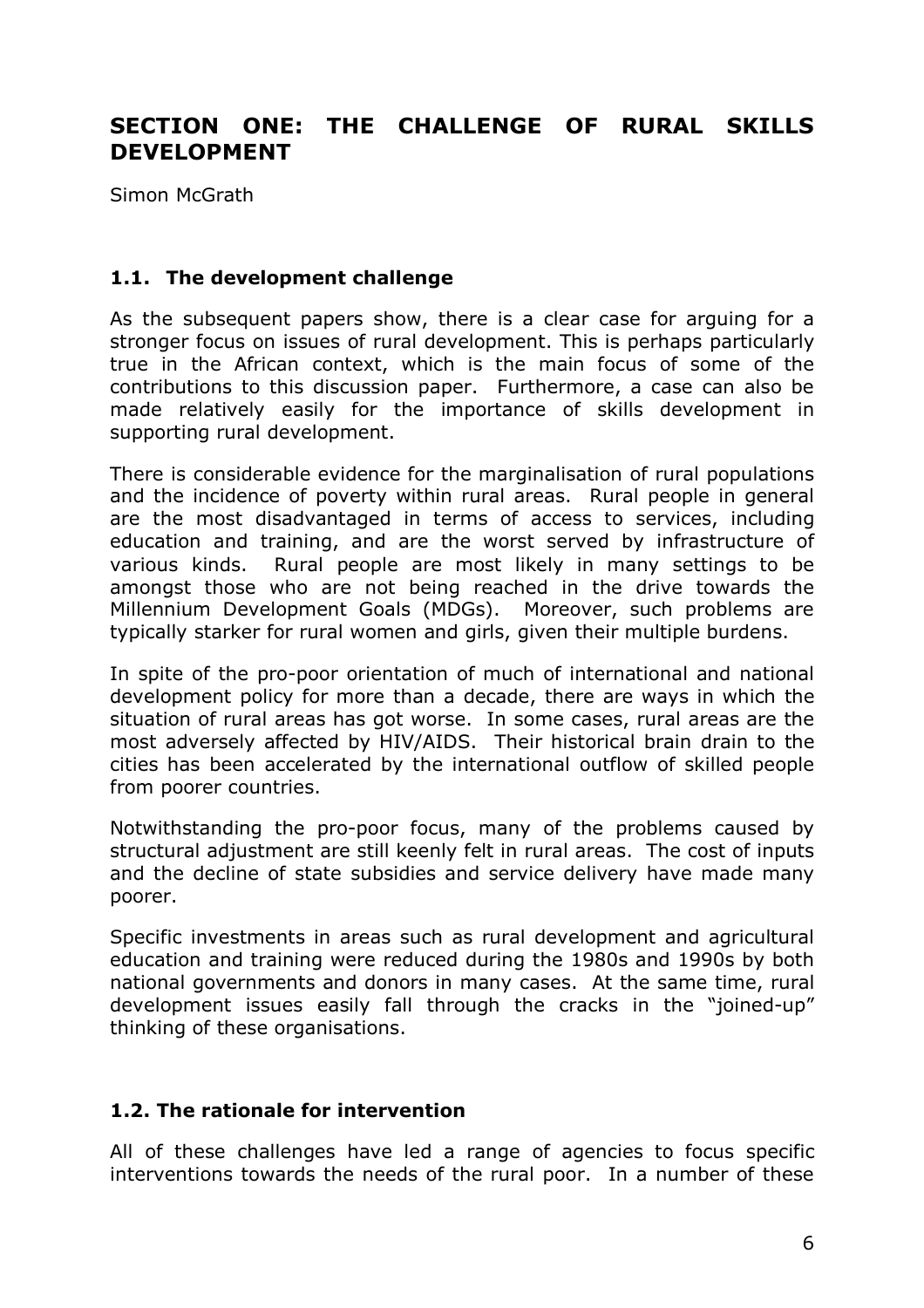## SECTION ONE: THE CHALLENGE OF RURAL SKILLS DEVELOPMENT

Simon McGrath

### 1.1. The development challenge

As the subsequent papers show, there is a clear case for arguing for a stronger focus on issues of rural development. This is perhaps particularly true in the African context, which is the main focus of some of the contributions to this discussion paper. Furthermore, a case can also be made relatively easily for the importance of skills development in supporting rural development.

There is considerable evidence for the marginalisation of rural populations and the incidence of poverty within rural areas. Rural people in general are the most disadvantaged in terms of access to services, including education and training, and are the worst served by infrastructure of various kinds. Rural people are most likely in many settings to be amongst those who are not being reached in the drive towards the Millennium Development Goals (MDGs). Moreover, such problems are typically starker for rural women and girls, given their multiple burdens.

In spite of the pro-poor orientation of much of international and national development policy for more than a decade, there are ways in which the situation of rural areas has got worse. In some cases, rural areas are the most adversely affected by HIV/AIDS. Their historical brain drain to the cities has been accelerated by the international outflow of skilled people from poorer countries.

Notwithstanding the pro-poor focus, many of the problems caused by structural adjustment are still keenly felt in rural areas. The cost of inputs and the decline of state subsidies and service delivery have made many poorer.

Specific investments in areas such as rural development and agricultural education and training were reduced during the 1980s and 1990s by both national governments and donors in many cases. At the same time, rural development issues easily fall through the cracks in the "joined-up" thinking of these organisations.

### 1.2. The rationale for intervention

All of these challenges have led a range of agencies to focus specific interventions towards the needs of the rural poor. In a number of these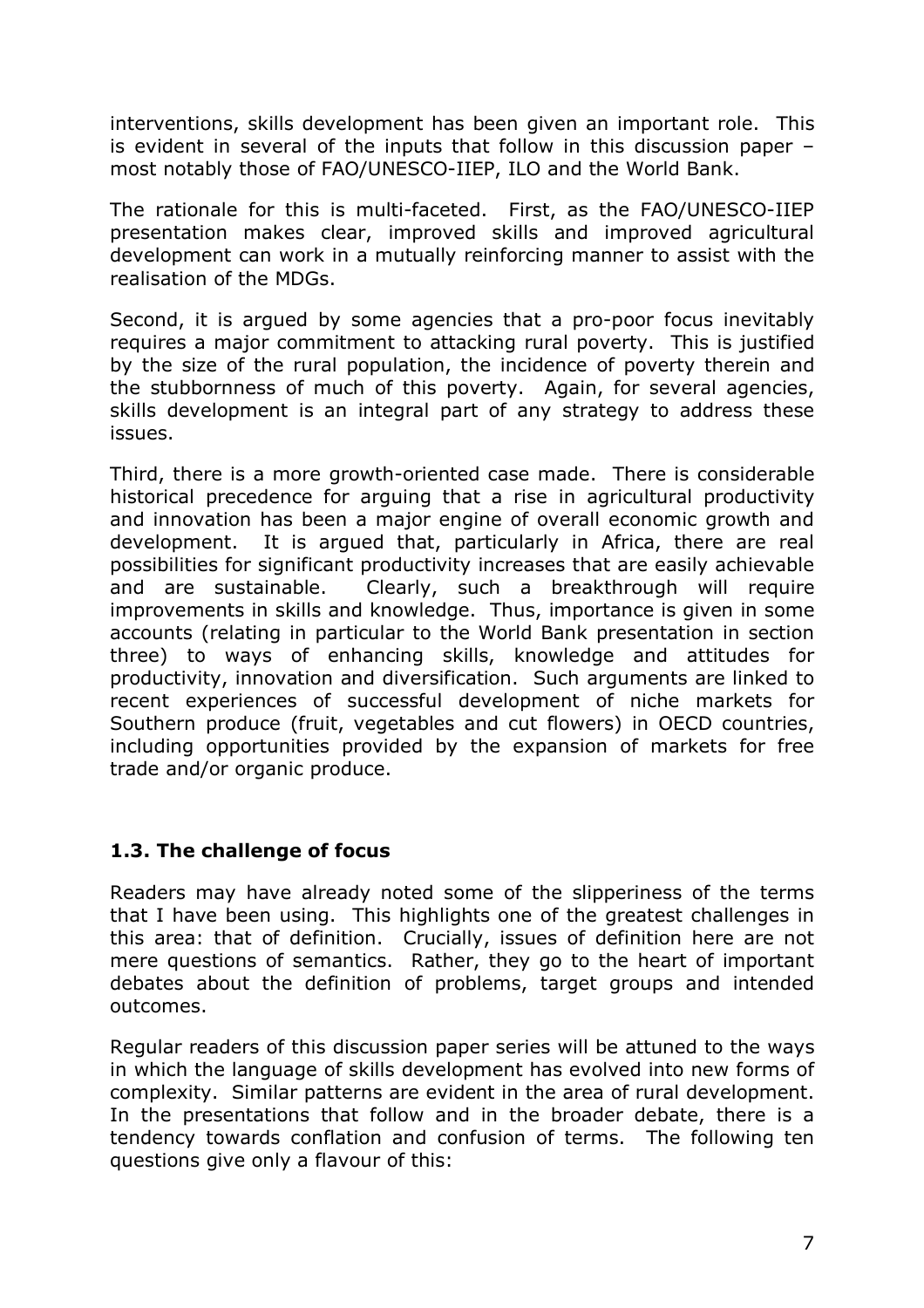interventions, skills development has been given an important role. This is evident in several of the inputs that follow in this discussion paper – most notably those of FAO/UNESCO-IIEP, ILO and the World Bank.

The rationale for this is multi-faceted. First, as the FAO/UNESCO-IIEP presentation makes clear, improved skills and improved agricultural development can work in a mutually reinforcing manner to assist with the realisation of the MDGs.

Second, it is argued by some agencies that a pro-poor focus inevitably requires a major commitment to attacking rural poverty. This is justified by the size of the rural population, the incidence of poverty therein and the stubbornness of much of this poverty. Again, for several agencies, skills development is an integral part of any strategy to address these issues.

Third, there is a more growth-oriented case made. There is considerable historical precedence for arguing that a rise in agricultural productivity and innovation has been a major engine of overall economic growth and development. It is argued that, particularly in Africa, there are real possibilities for significant productivity increases that are easily achievable and are sustainable. Clearly, such a breakthrough will require improvements in skills and knowledge. Thus, importance is given in some accounts (relating in particular to the World Bank presentation in section three) to ways of enhancing skills, knowledge and attitudes for productivity, innovation and diversification. Such arguments are linked to recent experiences of successful development of niche markets for Southern produce (fruit, vegetables and cut flowers) in OECD countries, including opportunities provided by the expansion of markets for free trade and/or organic produce.

### 1.3. The challenge of focus

Readers may have already noted some of the slipperiness of the terms that I have been using. This highlights one of the greatest challenges in this area: that of definition. Crucially, issues of definition here are not mere questions of semantics. Rather, they go to the heart of important debates about the definition of problems, target groups and intended outcomes.

Regular readers of this discussion paper series will be attuned to the ways in which the language of skills development has evolved into new forms of complexity. Similar patterns are evident in the area of rural development. In the presentations that follow and in the broader debate, there is a tendency towards conflation and confusion of terms. The following ten questions give only a flavour of this: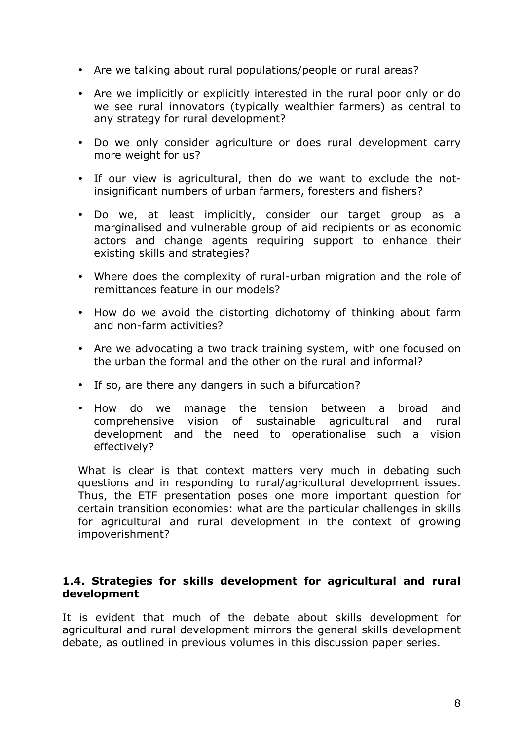- Are we talking about rural populations/people or rural areas?
- Are we implicitly or explicitly interested in the rural poor only or do we see rural innovators (typically wealthier farmers) as central to any strategy for rural development?
- Do we only consider agriculture or does rural development carry more weight for us?
- If our view is agricultural, then do we want to exclude the not-insignificant numbers of urban farmers, foresters and fishers?
- Do we, at least implicitly, consider our target group as a marginalised and vulnerable group of aid recipients or as economic actors and change agents requiring support to enhance their existing skills and strategies?
- Where does the complexity of rural-urban migration and the role of remittances feature in our models?
- How do we avoid the distorting dichotomy of thinking about farm and non-farm activities?
- Are we advocating a two track training system, with one focused on the urban the formal and the other on the rural and informal?
- If so, are there any dangers in such a bifurcation?
- How do we manage the tension between a broad and comprehensive vision of sustainable agricultural and rural development and the need to operationalise such a vision effectively?

What is clear is that context matters very much in debating such questions and in responding to rural/agricultural development issues. Thus, the ETF presentation poses one more important question for certain transition economies: what are the particular challenges in skills for agricultural and rural development in the context of growing impoverishment?

### 1.4. Strategies for skills development for agricultural and rural development

It is evident that much of the debate about skills development for agricultural and rural development mirrors the general skills development debate, as outlined in previous volumes in this discussion paper series.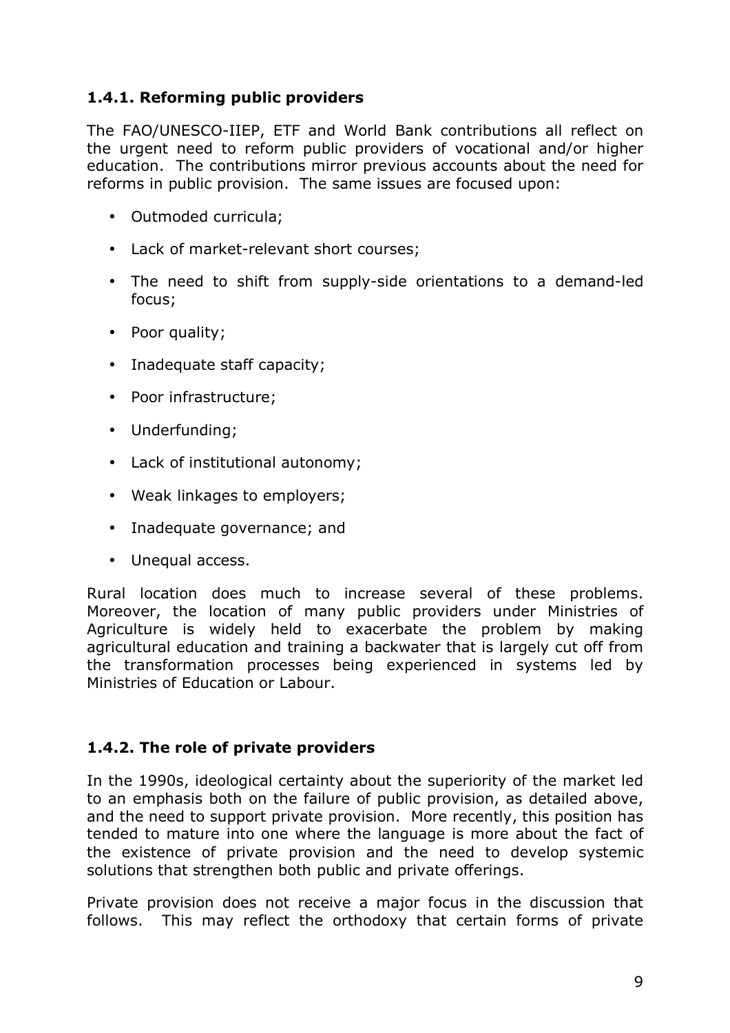### 1.4.1. Reforming public providers

The FAO/UNESCO-IIEP, ETF and World Bank contributions all reflect on the urgent need to reform public providers of vocational and/or higher education. The contributions mirror previous accounts about the need for reforms in public provision. The same issues are focused upon:

- Outmoded curricula;
- Lack of market-relevant short courses;
- The need to shift from supply-side orientations to a demand-led focus;
- Poor quality;
- Inadequate staff capacity;
- Poor infrastructure;
- Underfunding;
- Lack of institutional autonomy;
- Weak linkages to employers;
- Inadequate governance; and
- Unequal access.

Rural location does much to increase several of these problems. Moreover, the location of many public providers under Ministries of Agriculture is widely held to exacerbate the problem by making agricultural education and training a backwater that is largely cut off from the transformation processes being experienced in systems led by Ministries of Education or Labour.

### 1.4.2. The role of private providers

In the 1990s, ideological certainty about the superiority of the market led to an emphasis both on the failure of public provision, as detailed above, and the need to support private provision. More recently, this position has tended to mature into one where the language is more about the fact of the existence of private provision and the need to develop systemic solutions that strengthen both public and private offerings.

Private provision does not receive a major focus in the discussion that follows. This may reflect the orthodoxy that certain forms of private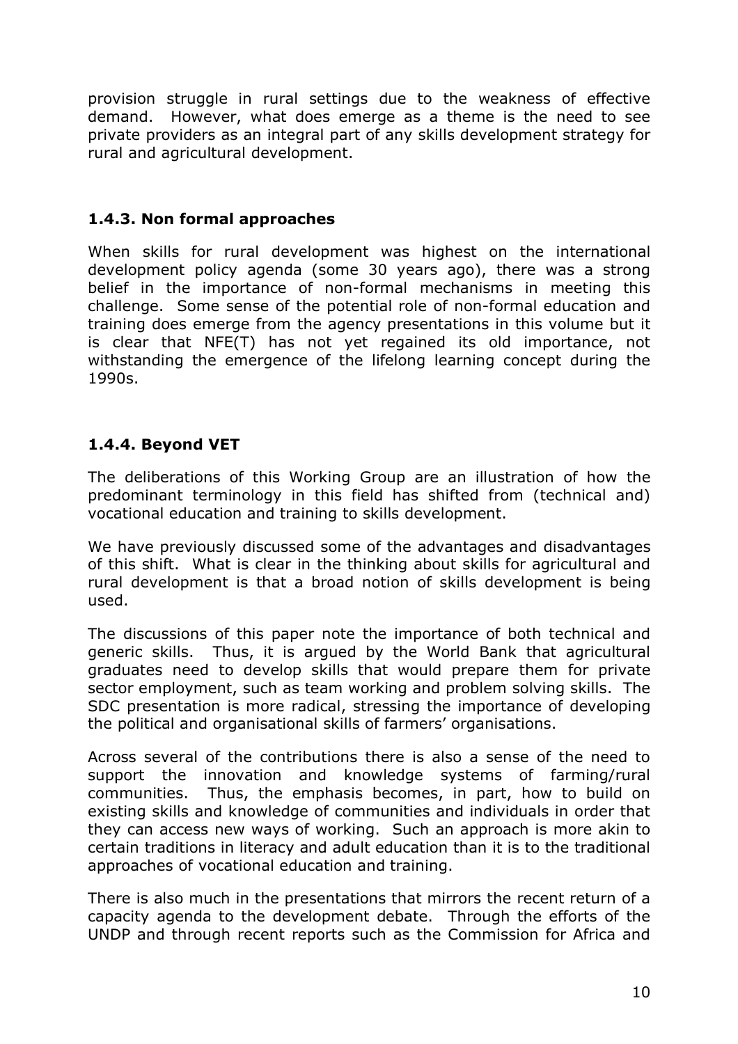provision struggle in rural settings due to the weakness of effective demand. However, what does emerge as a theme is the need to see private providers as an integral part of any skills development strategy for rural and agricultural development.

### 1.4.3. Non formal approaches

When skills for rural development was highest on the international development policy agenda (some 30 years ago), there was a strong belief in the importance of non-formal mechanisms in meeting this challenge. Some sense of the potential role of non-formal education and training does emerge from the agency presentations in this volume but it is clear that NFE(T) has not yet regained its old importance, not withstanding the emergence of the lifelong learning concept during the 1990s.

### 1.4.4. Beyond VET

The deliberations of this Working Group are an illustration of how the predominant terminology in this field has shifted from (technical and) vocational education and training to skills development.

We have previously discussed some of the advantages and disadvantages of this shift. What is clear in the thinking about skills for agricultural and rural development is that a broad notion of skills development is being used.

The discussions of this paper note the importance of both technical and generic skills. Thus, it is argued by the World Bank that agricultural graduates need to develop skills that would prepare them for private sector employment, such as team working and problem solving skills. The SDC presentation is more radical, stressing the importance of developing the political and organisational skills of farmers' organisations.

Across several of the contributions there is also a sense of the need to support the innovation and knowledge systems of farming/rural communities. Thus, the emphasis becomes, in part, how to build on existing skills and knowledge of communities and individuals in order that they can access new ways of working. Such an approach is more akin to certain traditions in literacy and adult education than it is to the traditional approaches of vocational education and training.

There is also much in the presentations that mirrors the recent return of a capacity agenda to the development debate. Through the efforts of the UNDP and through recent reports such as the Commission for Africa and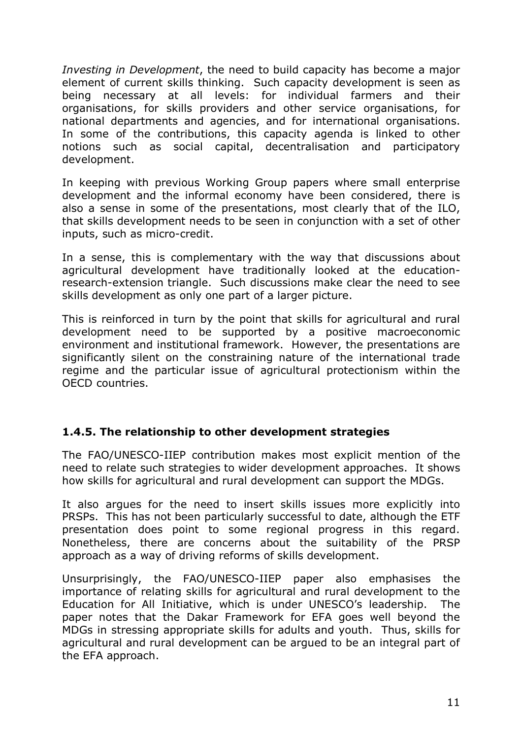*Investing in Development*, the need to build capacity has become a major element of current skills thinking. Such capacity development is seen as being necessary at all levels: for individual farmers and their organisations, for skills providers and other service organisations, for national departments and agencies, and for international organisations. In some of the contributions, this capacity agenda is linked to other notions such as social capital, decentralisation and participatory development.

In keeping with previous Working Group papers where small enterprise development and the informal economy have been considered, there is also a sense in some of the presentations, most clearly that of the ILO, that skills development needs to be seen in conjunction with a set of other inputs, such as micro-credit.

In a sense, this is complementary with the way that discussions about agricultural development have traditionally looked at the education-research-extension triangle. Such discussions make clear the need to see skills development as only one part of a larger picture.

This is reinforced in turn by the point that skills for agricultural and rural development need to be supported by a positive macroeconomic environment and institutional framework. However, the presentations are significantly silent on the constraining nature of the international trade regime and the particular issue of agricultural protectionism within the OECD countries.

### 1.4.5. The relationship to other development strategies

The FAO/UNESCO-IIEP contribution makes most explicit mention of the need to relate such strategies to wider development approaches. It shows how skills for agricultural and rural development can support the MDGs.

It also argues for the need to insert skills issues more explicitly into PRSPs. This has not been particularly successful to date, although the ETF presentation does point to some regional progress in this regard. Nonetheless, there are concerns about the suitability of the PRSP approach as a way of driving reforms of skills development.

Unsurprisingly, the FAO/UNESCO-IIEP paper also emphasises the importance of relating skills for agricultural and rural development to the Education for All Initiative, which is under UNESCO's leadership. The paper notes that the Dakar Framework for EFA goes well beyond the MDGs in stressing appropriate skills for adults and youth. Thus, skills for agricultural and rural development can be argued to be an integral part of the EFA approach.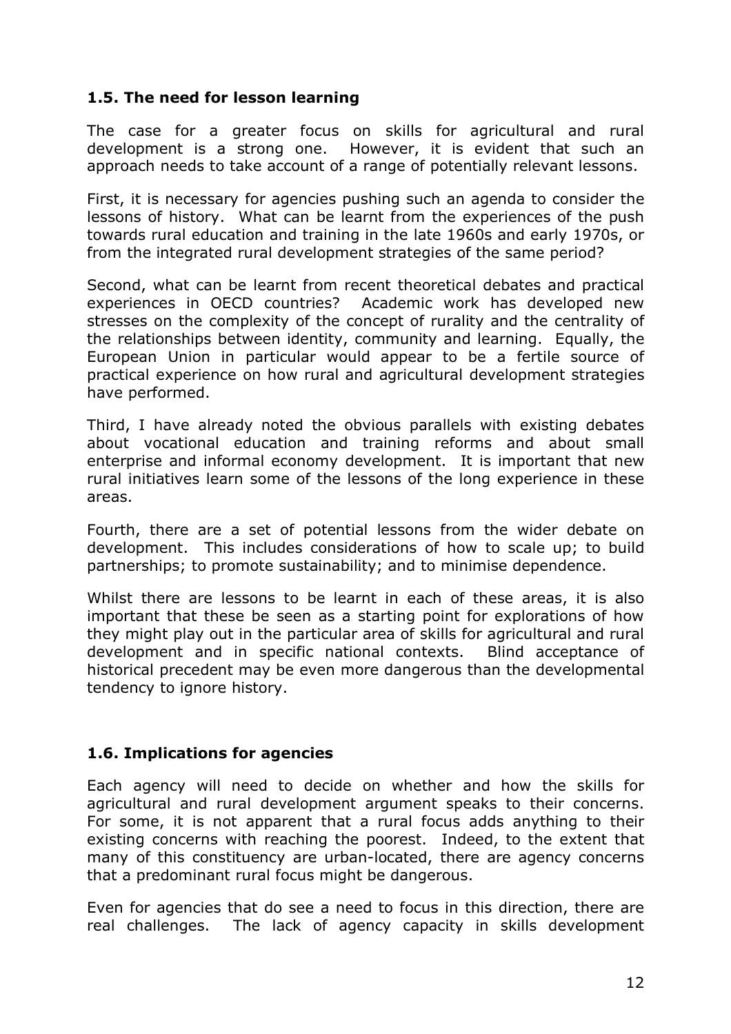### 1.5. The need for lesson learning

The case for a greater focus on skills for agricultural and rural development is a strong one. However, it is evident that such an approach needs to take account of a range of potentially relevant lessons.

First, it is necessary for agencies pushing such an agenda to consider the lessons of history. What can be learnt from the experiences of the push towards rural education and training in the late 1960s and early 1970s, or from the integrated rural development strategies of the same period?

Second, what can be learnt from recent theoretical debates and practical experiences in OECD countries? Academic work has developed new stresses on the complexity of the concept of rurality and the centrality of the relationships between identity, community and learning. Equally, the European Union in particular would appear to be a fertile source of practical experience on how rural and agricultural development strategies have performed.

Third, I have already noted the obvious parallels with existing debates about vocational education and training reforms and about small enterprise and informal economy development. It is important that new rural initiatives learn some of the lessons of the long experience in these areas.

Fourth, there are a set of potential lessons from the wider debate on development. This includes considerations of how to scale up; to build partnerships; to promote sustainability; and to minimise dependence.

Whilst there are lessons to be learnt in each of these areas, it is also important that these be seen as a starting point for explorations of how they might play out in the particular area of skills for agricultural and rural development and in specific national contexts. Blind acceptance of historical precedent may be even more dangerous than the developmental tendency to ignore history.

### 1.6. Implications for agencies

Each agency will need to decide on whether and how the skills for agricultural and rural development argument speaks to their concerns. For some, it is not apparent that a rural focus adds anything to their existing concerns with reaching the poorest. Indeed, to the extent that many of this constituency are urban-located, there are agency concerns that a predominant rural focus might be dangerous.

Even for agencies that do see a need to focus in this direction, there are real challenges. The lack of agency capacity in skills development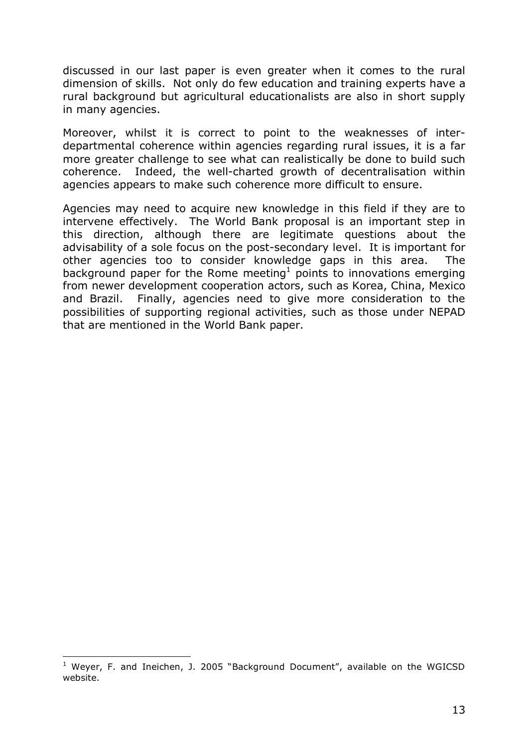discussed in our last paper is even greater when it comes to the rural dimension of skills. Not only do few education and training experts have a rural background but agricultural educationalists are also in short supply in many agencies.

Moreover, whilst it is correct to point to the weaknesses of inter-departmental coherence within agencies regarding rural issues, it is a far more greater challenge to see what can realistically be done to build such coherence. Indeed, the well-charted growth of decentralisation within agencies appears to make such coherence more difficult to ensure.

Agencies may need to acquire new knowledge in this field if they are to intervene effectively. The World Bank proposal is an important step in this direction, although there are legitimate questions about the advisability of a sole focus on the post-secondary level. It is important for other agencies too to consider knowledge gaps in this area. The background paper for the Rome meeting[1] points to innovations emerging from newer development cooperation actors, such as Korea, China, Mexico and Brazil. Finally, agencies need to give more consideration to the possibilities of supporting regional activities, such as those under NEPAD that are mentioned in the World Bank paper.

[1] Weyer, F. and Ineichen, J. 2005 "Background Document", available on the WGICSD website.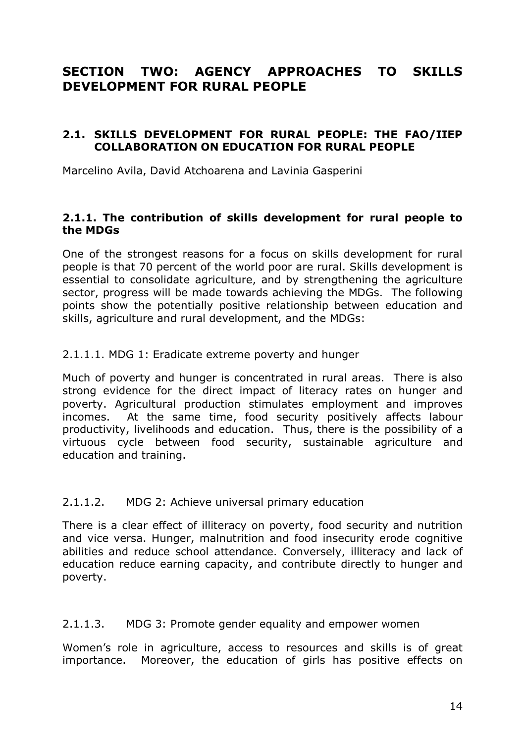# SECTION TWO: AGENCY APPROACHES TO SKILLS DEVELOPMENT FOR RURAL PEOPLE

## 2.1. SKILLS DEVELOPMENT FOR RURAL PEOPLE: THE FAO/IIEP COLLABORATION ON EDUCATION FOR RURAL PEOPLE

Marcelino Avila, David Atchoarena and Lavinia Gasperini

### 2.1.1. The contribution of skills development for rural people to the MDGs

One of the strongest reasons for a focus on skills development for rural people is that 70 percent of the world poor are rural. Skills development is essential to consolidate agriculture, and by strengthening the agriculture sector, progress will be made towards achieving the MDGs. The following points show the potentially positive relationship between education and skills, agriculture and rural development, and the MDGs:

#### 2.1.1.1. MDG 1: Eradicate extreme poverty and hunger

Much of poverty and hunger is concentrated in rural areas. There is also strong evidence for the direct impact of literacy rates on hunger and poverty. Agricultural production stimulates employment and improves incomes. At the same time, food security positively affects labour productivity, livelihoods and education. Thus, there is the possibility of a virtuous cycle between food security, sustainable agriculture and education and training.

#### 2.1.1.2. MDG 2: Achieve universal primary education

There is a clear effect of illiteracy on poverty, food security and nutrition and vice versa. Hunger, malnutrition and food insecurity erode cognitive abilities and reduce school attendance. Conversely, illiteracy and lack of education reduce earning capacity, and contribute directly to hunger and poverty.

#### 2.1.1.3. MDG 3: Promote gender equality and empower women

Women's role in agriculture, access to resources and skills is of great importance. Moreover, the education of girls has positive effects on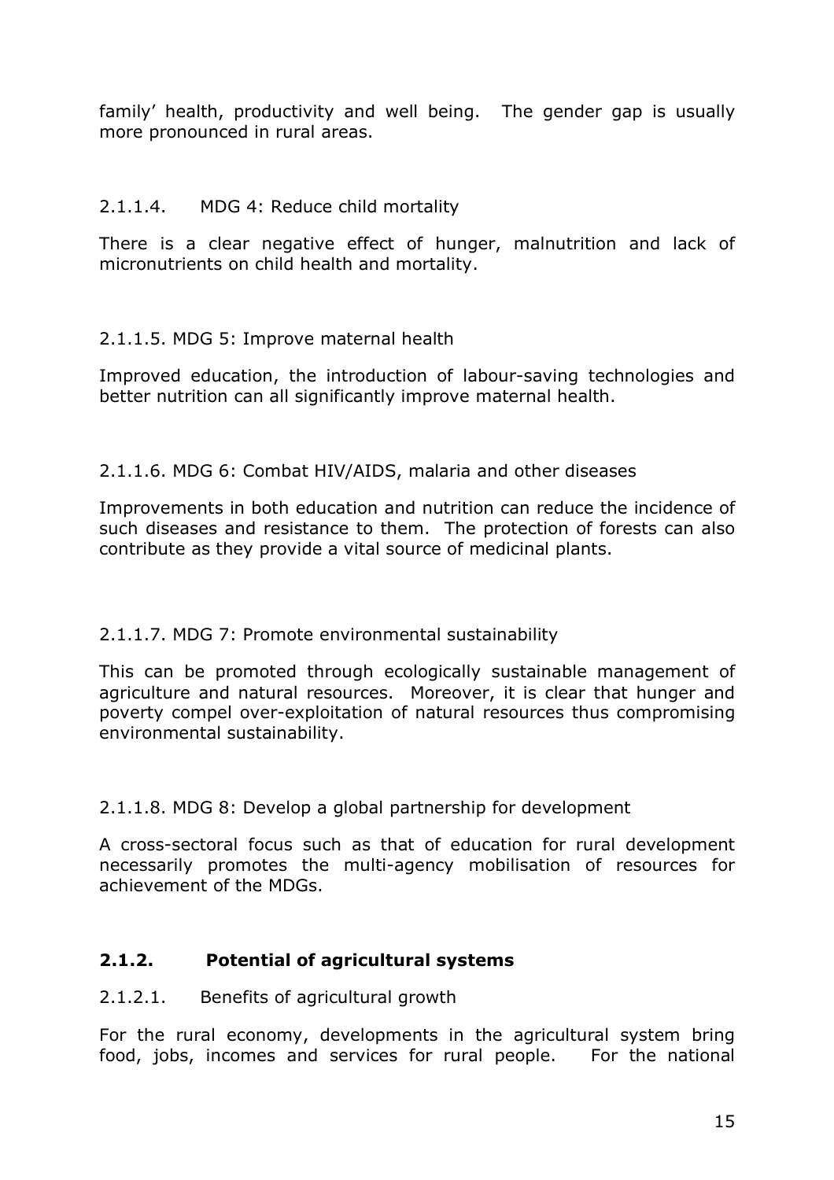family' health, productivity and well being. The gender gap is usually more pronounced in rural areas.

2.1.1.4. MDG 4: Reduce child mortality

There is a clear negative effect of hunger, malnutrition and lack of micronutrients on child health and mortality.

2.1.1.5. MDG 5: Improve maternal health

Improved education, the introduction of labour-saving technologies and better nutrition can all significantly improve maternal health.

2.1.1.6. MDG 6: Combat HIV/AIDS, malaria and other diseases

Improvements in both education and nutrition can reduce the incidence of such diseases and resistance to them. The protection of forests can also contribute as they provide a vital source of medicinal plants.

2.1.1.7. MDG 7: Promote environmental sustainability

This can be promoted through ecologically sustainable management of agriculture and natural resources. Moreover, it is clear that hunger and poverty compel over-exploitation of natural resources thus compromising environmental sustainability.

2.1.1.8. MDG 8: Develop a global partnership for development

A cross-sectoral focus such as that of education for rural development necessarily promotes the multi-agency mobilisation of resources for achievement of the MDGs.

### 2.1.2. Potential of agricultural systems

2.1.2.1. Benefits of agricultural growth

For the rural economy, developments in the agricultural system bring food, jobs, incomes and services for rural people. For the national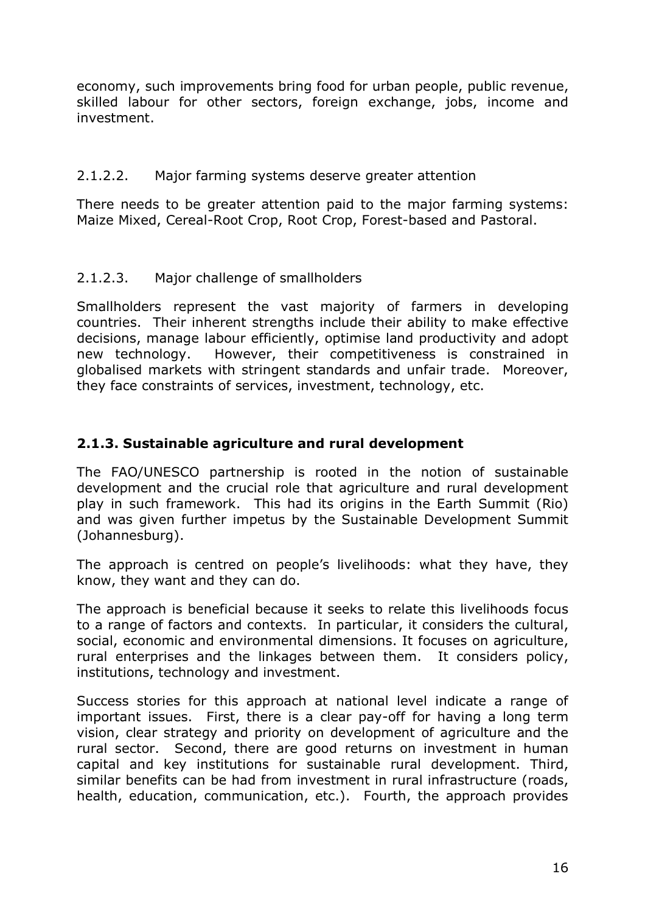economy, such improvements bring food for urban people, public revenue, skilled labour for other sectors, foreign exchange, jobs, income and investment.

#### 2.1.2.2. Major farming systems deserve greater attention

There needs to be greater attention paid to the major farming systems: Maize Mixed, Cereal-Root Crop, Root Crop, Forest-based and Pastoral.

#### 2.1.2.3. Major challenge of smallholders

Smallholders represent the vast majority of farmers in developing countries. Their inherent strengths include their ability to make effective decisions, manage labour efficiently, optimise land productivity and adopt new technology. However, their competitiveness is constrained in globalised markets with stringent standards and unfair trade. Moreover, they face constraints of services, investment, technology, etc.

### 2.1.3. Sustainable agriculture and rural development

The FAO/UNESCO partnership is rooted in the notion of sustainable development and the crucial role that agriculture and rural development play in such framework. This had its origins in the Earth Summit (Rio) and was given further impetus by the Sustainable Development Summit (Johannesburg).

The approach is centred on people's livelihoods: what they have, they know, they want and they can do.

The approach is beneficial because it seeks to relate this livelihoods focus to a range of factors and contexts. In particular, it considers the cultural, social, economic and environmental dimensions. It focuses on agriculture, rural enterprises and the linkages between them. It considers policy, institutions, technology and investment.

Success stories for this approach at national level indicate a range of important issues. First, there is a clear pay-off for having a long term vision, clear strategy and priority on development of agriculture and the rural sector. Second, there are good returns on investment in human capital and key institutions for sustainable rural development. Third, similar benefits can be had from investment in rural infrastructure (roads, health, education, communication, etc.). Fourth, the approach provides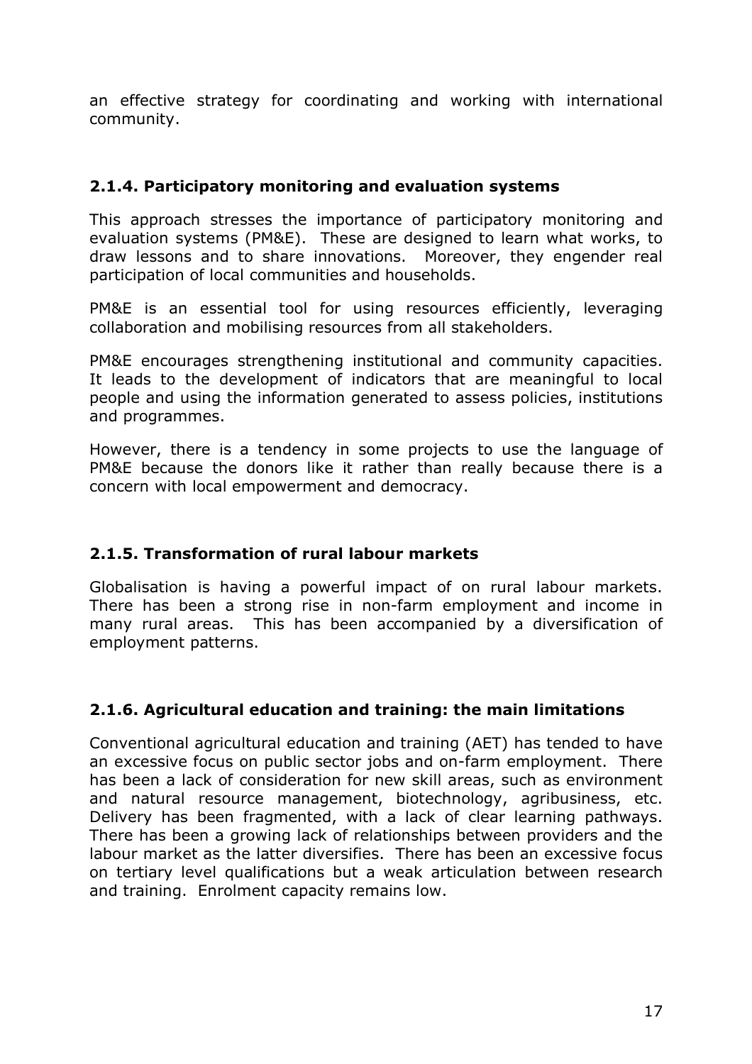an effective strategy for coordinating and working with international community.

### 2.1.4. Participatory monitoring and evaluation systems

This approach stresses the importance of participatory monitoring and evaluation systems (PM&E). These are designed to learn what works, to draw lessons and to share innovations. Moreover, they engender real participation of local communities and households.

PM&E is an essential tool for using resources efficiently, leveraging collaboration and mobilising resources from all stakeholders.

PM&E encourages strengthening institutional and community capacities. It leads to the development of indicators that are meaningful to local people and using the information generated to assess policies, institutions and programmes.

However, there is a tendency in some projects to use the language of PM&E because the donors like it rather than really because there is a concern with local empowerment and democracy.

### 2.1.5. Transformation of rural labour markets

Globalisation is having a powerful impact of on rural labour markets. There has been a strong rise in non-farm employment and income in many rural areas. This has been accompanied by a diversification of employment patterns.

### 2.1.6. Agricultural education and training: the main limitations

Conventional agricultural education and training (AET) has tended to have an excessive focus on public sector jobs and on-farm employment. There has been a lack of consideration for new skill areas, such as environment and natural resource management, biotechnology, agribusiness, etc. Delivery has been fragmented, with a lack of clear learning pathways. There has been a growing lack of relationships between providers and the labour market as the latter diversifies. There has been an excessive focus on tertiary level qualifications but a weak articulation between research and training. Enrolment capacity remains low.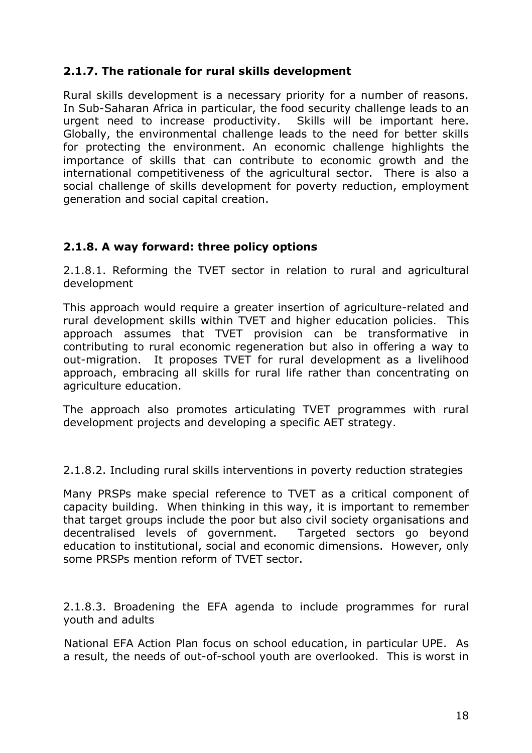### 2.1.7. The rationale for rural skills development

Rural skills development is a necessary priority for a number of reasons. In Sub-Saharan Africa in particular, the food security challenge leads to an urgent need to increase productivity. Skills will be important here. Globally, the environmental challenge leads to the need for better skills for protecting the environment. An economic challenge highlights the importance of skills that can contribute to economic growth and the international competitiveness of the agricultural sector. There is also a social challenge of skills development for poverty reduction, employment generation and social capital creation.

### 2.1.8. A way forward: three policy options

2.1.8.1. Reforming the TVET sector in relation to rural and agricultural development

This approach would require a greater insertion of agriculture-related and rural development skills within TVET and higher education policies. This approach assumes that TVET provision can be transformative in contributing to rural economic regeneration but also in offering a way to out-migration. It proposes TVET for rural development as a livelihood approach, embracing all skills for rural life rather than concentrating on agriculture education.

The approach also promotes articulating TVET programmes with rural development projects and developing a specific AET strategy.

2.1.8.2. Including rural skills interventions in poverty reduction strategies

Many PRSPs make special reference to TVET as a critical component of capacity building. When thinking in this way, it is important to remember that target groups include the poor but also civil society organisations and decentralised levels of government. Targeted sectors go beyond education to institutional, social and economic dimensions. However, only some PRSPs mention reform of TVET sector.

2.1.8.3. Broadening the EFA agenda to include programmes for rural youth and adults

National EFA Action Plan focus on school education, in particular UPE. As a result, the needs of out-of-school youth are overlooked. This is worst in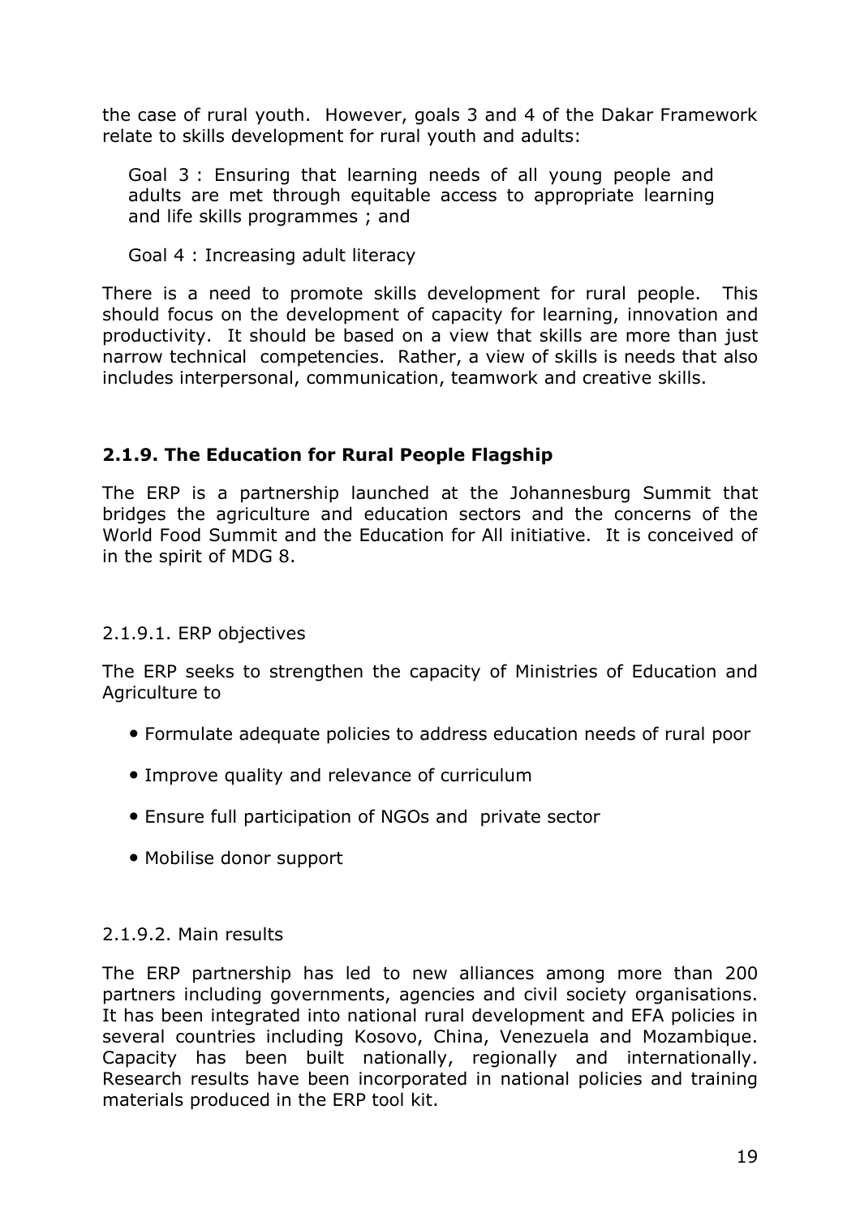the case of rural youth. However, goals 3 and 4 of the Dakar Framework relate to skills development for rural youth and adults:

> Goal 3 : Ensuring that learning needs of all young people and adults are met through equitable access to appropriate learning and life skills programmes ; and
>
> Goal 4 : Increasing adult literacy

There is a need to promote skills development for rural people. This should focus on the development of capacity for learning, innovation and productivity. It should be based on a view that skills are more than just narrow technical competencies. Rather, a view of skills is needs that also includes interpersonal, communication, teamwork and creative skills.

### 2.1.9. The Education for Rural People Flagship

The ERP is a partnership launched at the Johannesburg Summit that bridges the agriculture and education sectors and the concerns of the World Food Summit and the Education for All initiative. It is conceived of in the spirit of MDG 8.

#### 2.1.9.1. ERP objectives

The ERP seeks to strengthen the capacity of Ministries of Education and Agriculture to

- Formulate adequate policies to address education needs of rural poor
- Improve quality and relevance of curriculum
- Ensure full participation of NGOs and private sector
- Mobilise donor support

#### 2.1.9.2. Main results

The ERP partnership has led to new alliances among more than 200 partners including governments, agencies and civil society organisations. It has been integrated into national rural development and EFA policies in several countries including Kosovo, China, Venezuela and Mozambique. Capacity has been built nationally, regionally and internationally. Research results have been incorporated in national policies and training materials produced in the ERP tool kit.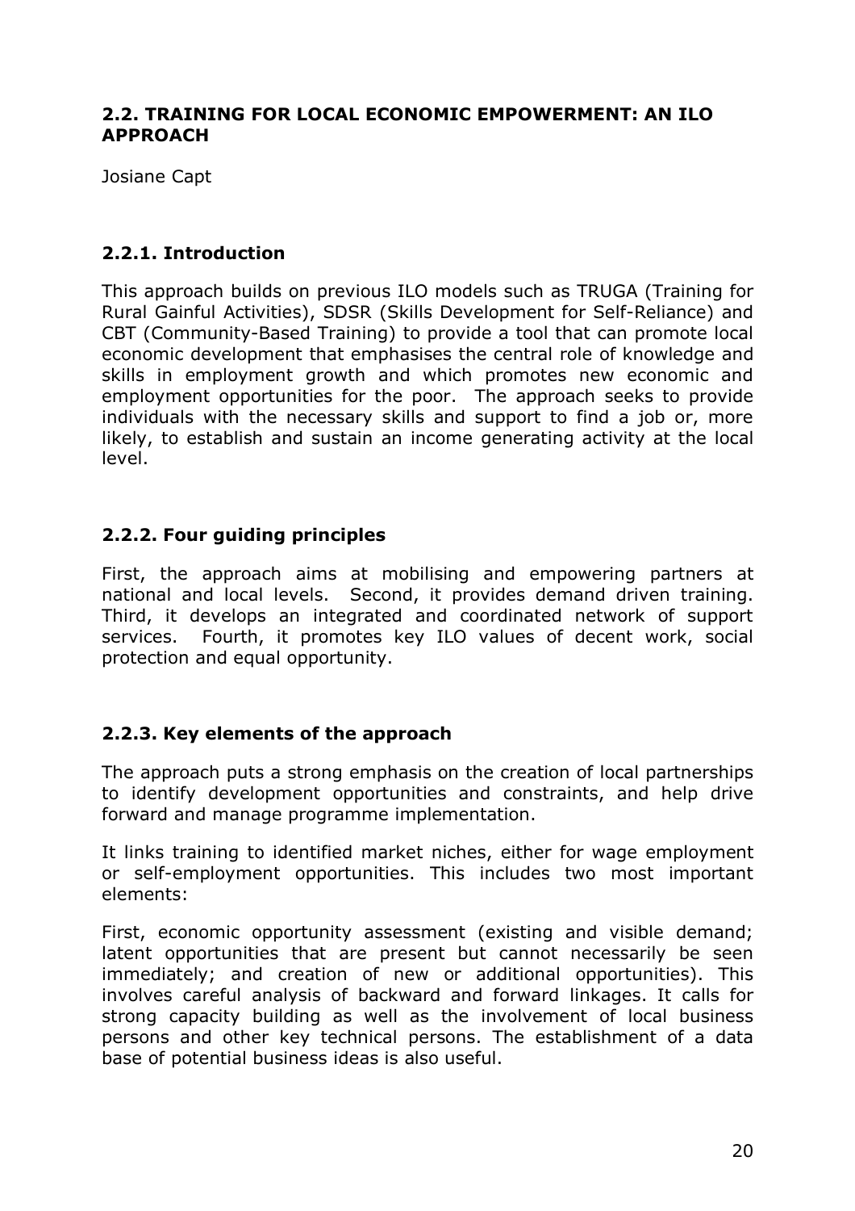## 2.2. TRAINING FOR LOCAL ECONOMIC EMPOWERMENT: AN ILO APPROACH

Josiane Capt

### 2.2.1. Introduction

This approach builds on previous ILO models such as TRUGA (Training for Rural Gainful Activities), SDSR (Skills Development for Self-Reliance) and CBT (Community-Based Training) to provide a tool that can promote local economic development that emphasises the central role of knowledge and skills in employment growth and which promotes new economic and employment opportunities for the poor. The approach seeks to provide individuals with the necessary skills and support to find a job or, more likely, to establish and sustain an income generating activity at the local level.

### 2.2.2. Four guiding principles

First, the approach aims at mobilising and empowering partners at national and local levels. Second, it provides demand driven training. Third, it develops an integrated and coordinated network of support services. Fourth, it promotes key ILO values of decent work, social protection and equal opportunity.

### 2.2.3. Key elements of the approach

The approach puts a strong emphasis on the creation of local partnerships to identify development opportunities and constraints, and help drive forward and manage programme implementation.

It links training to identified market niches, either for wage employment or self-employment opportunities. This includes two most important elements:

First, economic opportunity assessment (existing and visible demand; latent opportunities that are present but cannot necessarily be seen immediately; and creation of new or additional opportunities). This involves careful analysis of backward and forward linkages. It calls for strong capacity building as well as the involvement of local business persons and other key technical persons. The establishment of a data base of potential business ideas is also useful.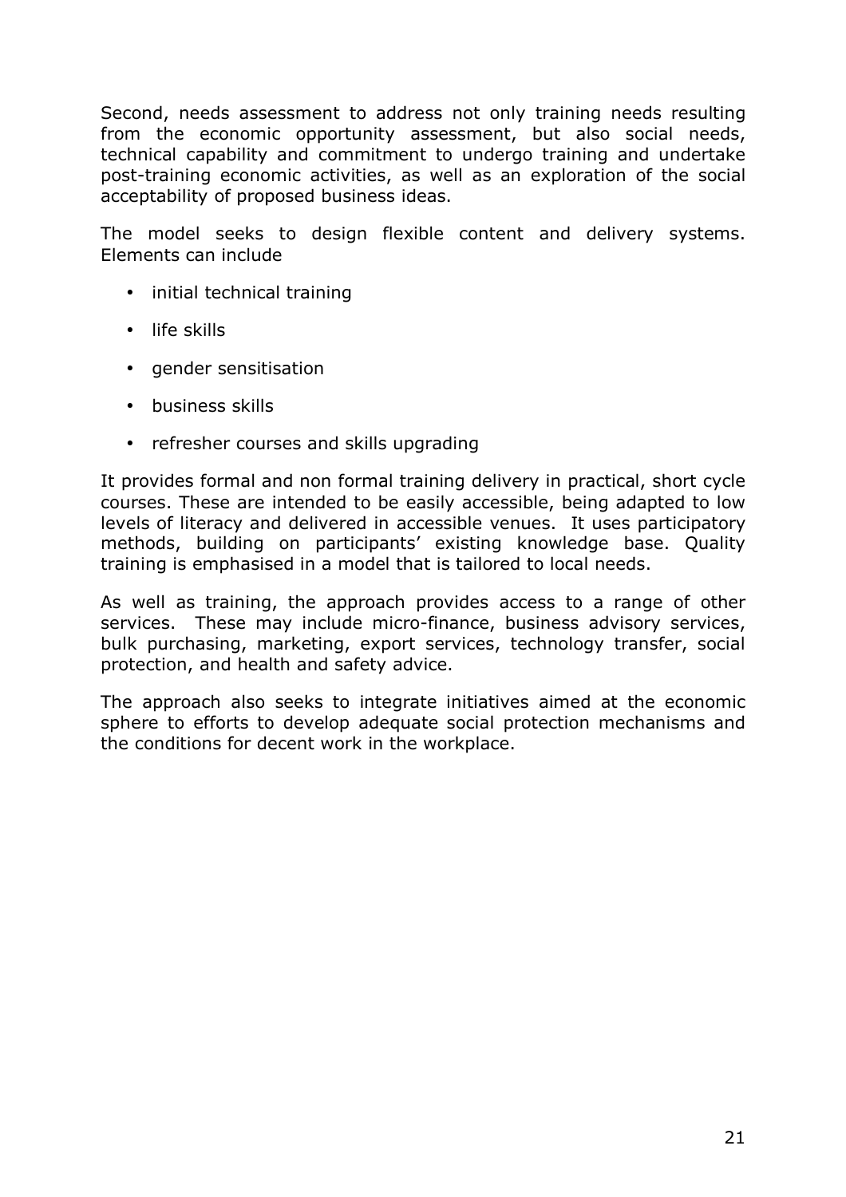Second, needs assessment to address not only training needs resulting from the economic opportunity assessment, but also social needs, technical capability and commitment to undergo training and undertake post-training economic activities, as well as an exploration of the social acceptability of proposed business ideas.

The model seeks to design flexible content and delivery systems. Elements can include

- initial technical training
- life skills
- gender sensitisation
- business skills
- refresher courses and skills upgrading

It provides formal and non formal training delivery in practical, short cycle courses. These are intended to be easily accessible, being adapted to low levels of literacy and delivered in accessible venues. It uses participatory methods, building on participants' existing knowledge base. Quality training is emphasised in a model that is tailored to local needs.

As well as training, the approach provides access to a range of other services. These may include micro-finance, business advisory services, bulk purchasing, marketing, export services, technology transfer, social protection, and health and safety advice.

The approach also seeks to integrate initiatives aimed at the economic sphere to efforts to develop adequate social protection mechanisms and the conditions for decent work in the workplace.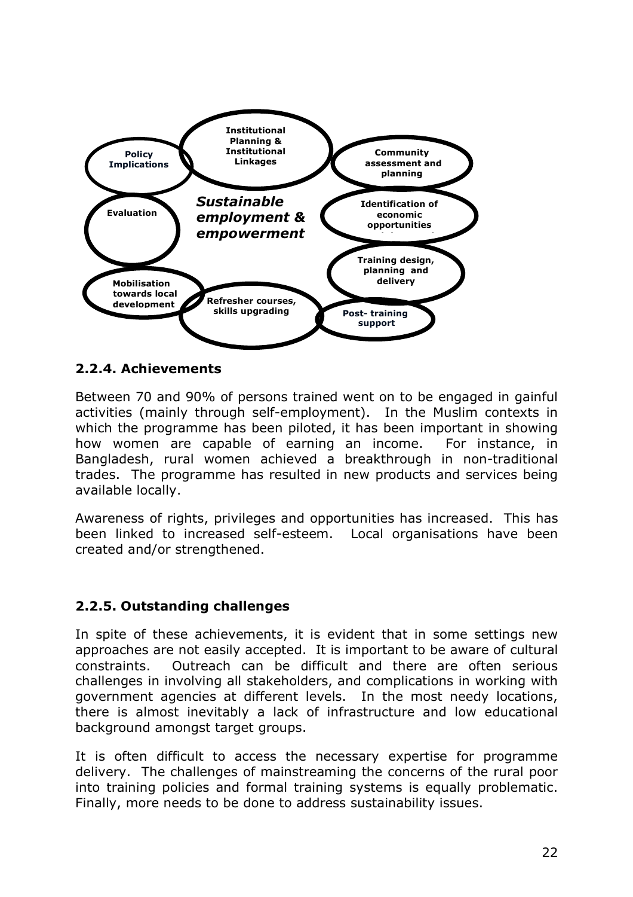Institutional Planning & Institutional Linkages

Policy Implications

Community assessment and planning

*Sustainable employment & empowerment*

Evaluation

Identification of economic opportunities

Training design, planning and delivery

Mobilisation towards local development

Refresher courses, skills upgrading

Post- training support

### 2.2.4. Achievements

Between 70 and 90% of persons trained went on to be engaged in gainful activities (mainly through self-employment). In the Muslim contexts in which the programme has been piloted, it has been important in showing how women are capable of earning an income. For instance, in Bangladesh, rural women achieved a breakthrough in non-traditional trades. The programme has resulted in new products and services being available locally.

Awareness of rights, privileges and opportunities has increased. This has been linked to increased self-esteem. Local organisations have been created and/or strengthened.

### 2.2.5. Outstanding challenges

In spite of these achievements, it is evident that in some settings new approaches are not easily accepted. It is important to be aware of cultural constraints. Outreach can be difficult and there are often serious challenges in involving all stakeholders, and complications in working with government agencies at different levels. In the most needy locations, there is almost inevitably a lack of infrastructure and low educational background amongst target groups.

It is often difficult to access the necessary expertise for programme delivery. The challenges of mainstreaming the concerns of the rural poor into training policies and formal training systems is equally problematic. Finally, more needs to be done to address sustainability issues.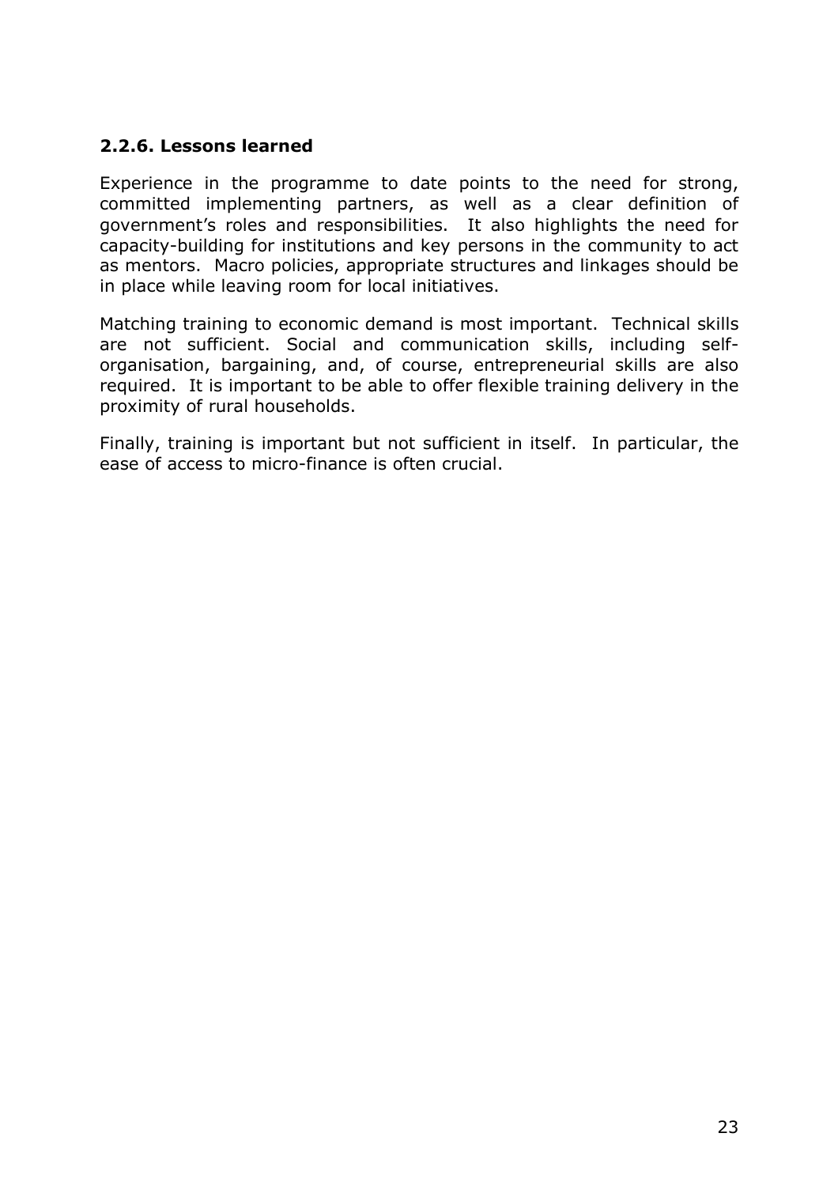### 2.2.6. Lessons learned

Experience in the programme to date points to the need for strong, committed implementing partners, as well as a clear definition of government's roles and responsibilities. It also highlights the need for capacity-building for institutions and key persons in the community to act as mentors. Macro policies, appropriate structures and linkages should be in place while leaving room for local initiatives.

Matching training to economic demand is most important. Technical skills are not sufficient. Social and communication skills, including self-organisation, bargaining, and, of course, entrepreneurial skills are also required. It is important to be able to offer flexible training delivery in the proximity of rural households.

Finally, training is important but not sufficient in itself. In particular, the ease of access to micro-finance is often crucial.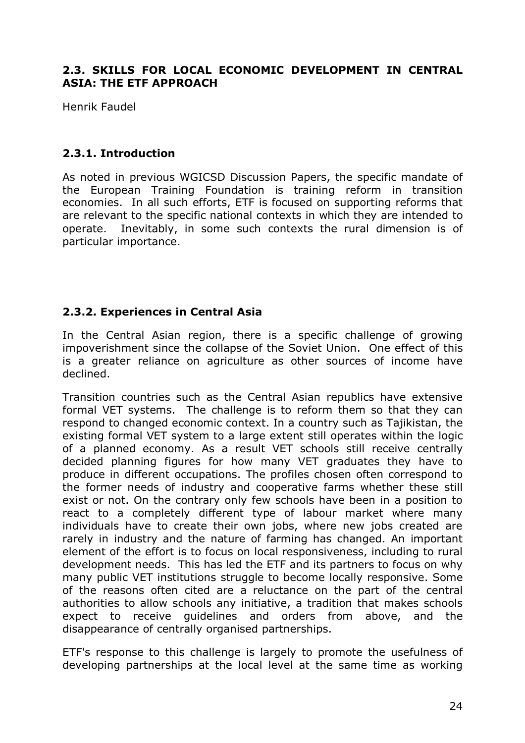## 2.3. SKILLS FOR LOCAL ECONOMIC DEVELOPMENT IN CENTRAL ASIA: THE ETF APPROACH

Henrik Faudel

### 2.3.1. Introduction

As noted in previous WGICSD Discussion Papers, the specific mandate of the European Training Foundation is training reform in transition economies. In all such efforts, ETF is focused on supporting reforms that are relevant to the specific national contexts in which they are intended to operate. Inevitably, in some such contexts the rural dimension is of particular importance.

### 2.3.2. Experiences in Central Asia

In the Central Asian region, there is a specific challenge of growing impoverishment since the collapse of the Soviet Union. One effect of this is a greater reliance on agriculture as other sources of income have declined.

Transition countries such as the Central Asian republics have extensive formal VET systems. The challenge is to reform them so that they can respond to changed economic context. In a country such as Tajikistan, the existing formal VET system to a large extent still operates within the logic of a planned economy. As a result VET schools still receive centrally decided planning figures for how many VET graduates they have to produce in different occupations. The profiles chosen often correspond to the former needs of industry and cooperative farms whether these still exist or not. On the contrary only few schools have been in a position to react to a completely different type of labour market where many individuals have to create their own jobs, where new jobs created are rarely in industry and the nature of farming has changed. An important element of the effort is to focus on local responsiveness, including to rural development needs. This has led the ETF and its partners to focus on why many public VET institutions struggle to become locally responsive. Some of the reasons often cited are a reluctance on the part of the central authorities to allow schools any initiative, a tradition that makes schools expect to receive guidelines and orders from above, and the disappearance of centrally organised partnerships.

ETF's response to this challenge is largely to promote the usefulness of developing partnerships at the local level at the same time as working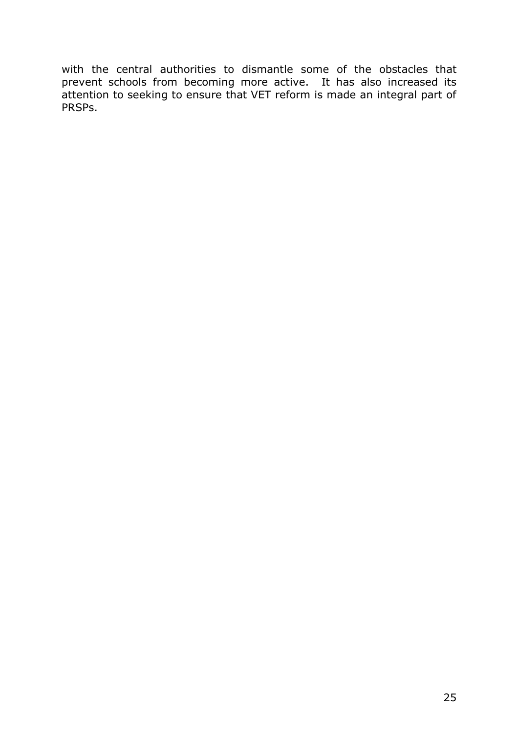with the central authorities to dismantle some of the obstacles that prevent schools from becoming more active. It has also increased its attention to seeking to ensure that VET reform is made an integral part of PRSPs.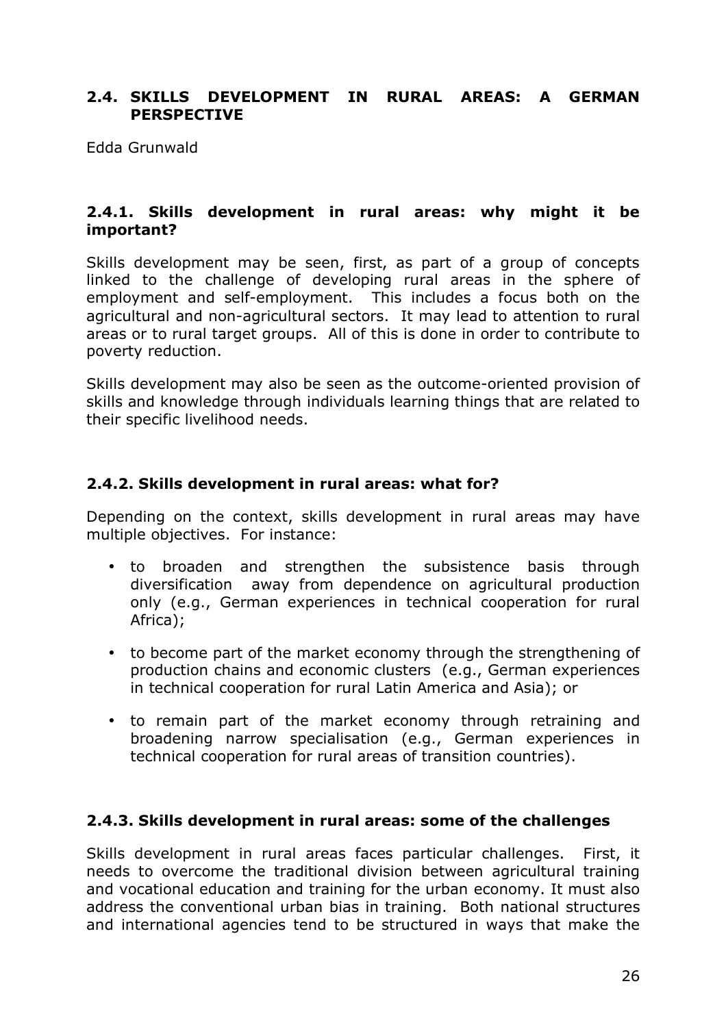## 2.4. SKILLS DEVELOPMENT IN RURAL AREAS: A GERMAN PERSPECTIVE

Edda Grunwald

### 2.4.1. Skills development in rural areas: why might it be important?

Skills development may be seen, first, as part of a group of concepts linked to the challenge of developing rural areas in the sphere of employment and self-employment. This includes a focus both on the agricultural and non-agricultural sectors. It may lead to attention to rural areas or to rural target groups. All of this is done in order to contribute to poverty reduction.

Skills development may also be seen as the outcome-oriented provision of skills and knowledge through individuals learning things that are related to their specific livelihood needs.

### 2.4.2. Skills development in rural areas: what for?

Depending on the context, skills development in rural areas may have multiple objectives. For instance:

- to broaden and strengthen the subsistence basis through diversification away from dependence on agricultural production only (e.g., German experiences in technical cooperation for rural Africa);
- to become part of the market economy through the strengthening of production chains and economic clusters (e.g., German experiences in technical cooperation for rural Latin America and Asia); or
- to remain part of the market economy through retraining and broadening narrow specialisation (e.g., German experiences in technical cooperation for rural areas of transition countries).

### 2.4.3. Skills development in rural areas: some of the challenges

Skills development in rural areas faces particular challenges. First, it needs to overcome the traditional division between agricultural training and vocational education and training for the urban economy. It must also address the conventional urban bias in training. Both national structures and international agencies tend to be structured in ways that make the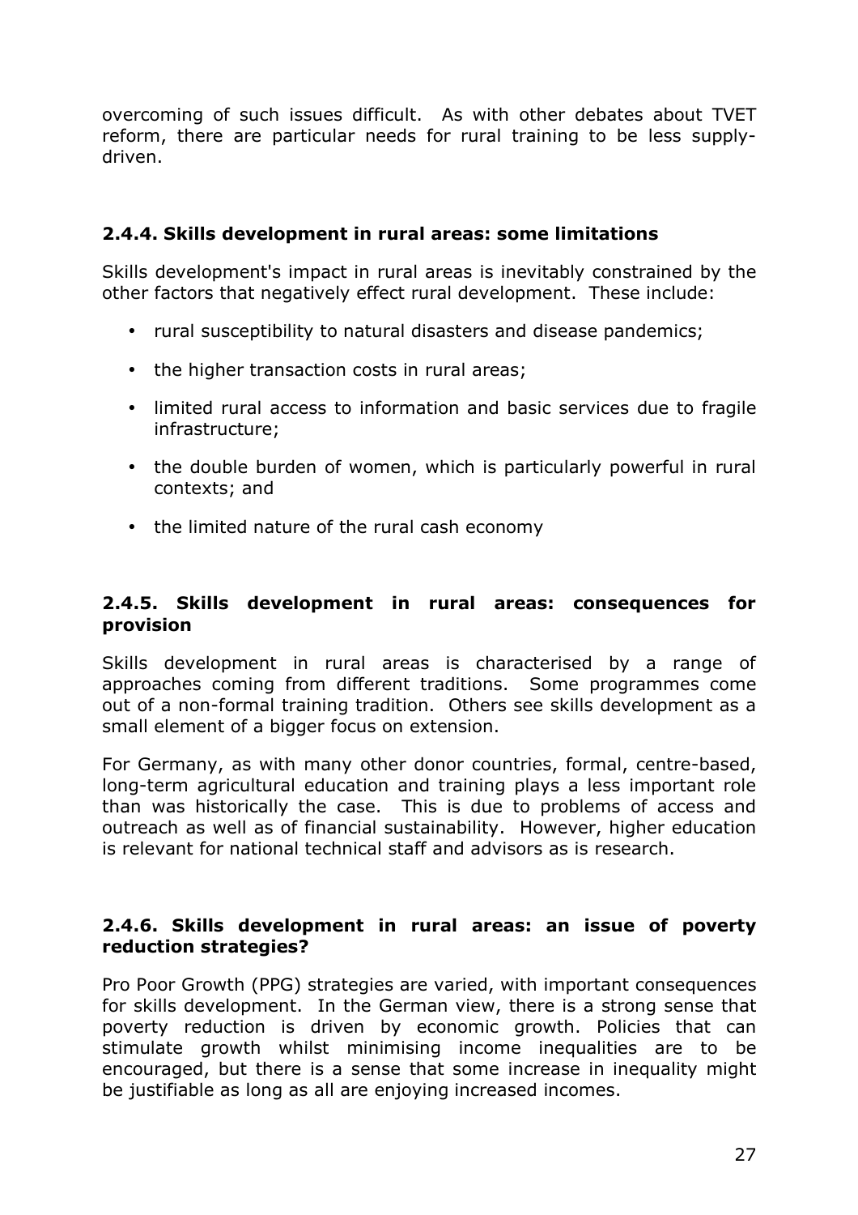overcoming of such issues difficult. As with other debates about TVET reform, there are particular needs for rural training to be less supply-driven.

### 2.4.4. Skills development in rural areas: some limitations

Skills development's impact in rural areas is inevitably constrained by the other factors that negatively effect rural development. These include:

- rural susceptibility to natural disasters and disease pandemics;
- the higher transaction costs in rural areas;
- limited rural access to information and basic services due to fragile infrastructure;
- the double burden of women, which is particularly powerful in rural contexts; and
- the limited nature of the rural cash economy

### 2.4.5. Skills development in rural areas: consequences for provision

Skills development in rural areas is characterised by a range of approaches coming from different traditions. Some programmes come out of a non-formal training tradition. Others see skills development as a small element of a bigger focus on extension.

For Germany, as with many other donor countries, formal, centre-based, long-term agricultural education and training plays a less important role than was historically the case. This is due to problems of access and outreach as well as of financial sustainability. However, higher education is relevant for national technical staff and advisors as is research.

### 2.4.6. Skills development in rural areas: an issue of poverty reduction strategies?

Pro Poor Growth (PPG) strategies are varied, with important consequences for skills development. In the German view, there is a strong sense that poverty reduction is driven by economic growth. Policies that can stimulate growth whilst minimising income inequalities are to be encouraged, but there is a sense that some increase in inequality might be justifiable as long as all are enjoying increased incomes.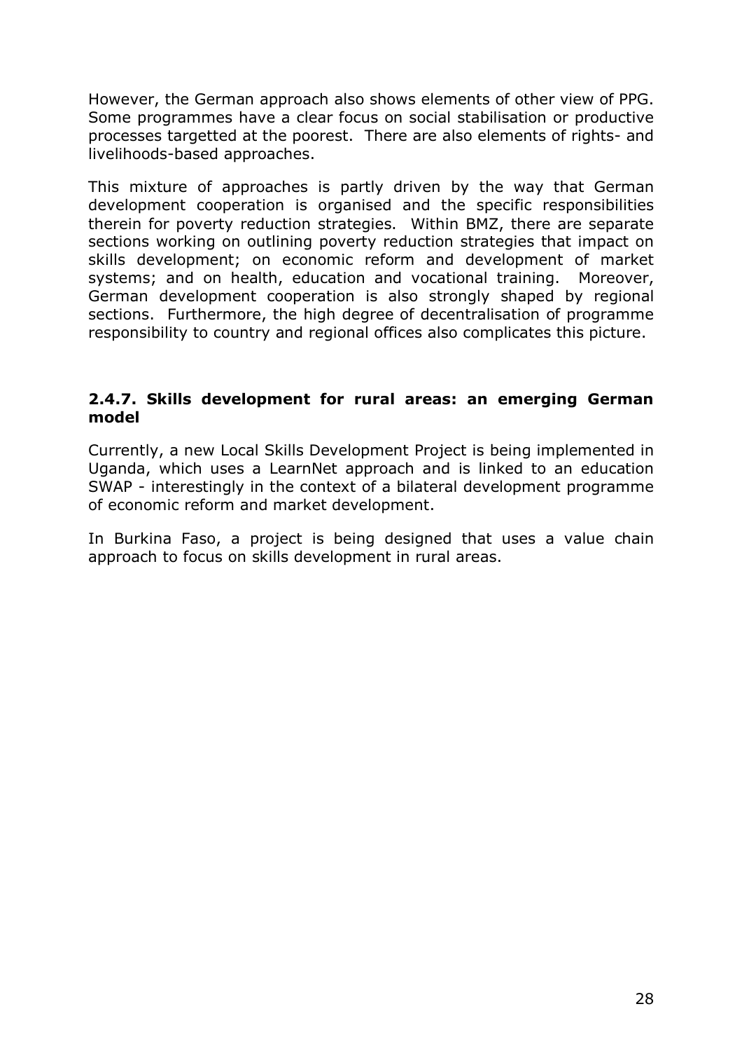However, the German approach also shows elements of other view of PPG. Some programmes have a clear focus on social stabilisation or productive processes targetted at the poorest. There are also elements of rights- and livelihoods-based approaches.

This mixture of approaches is partly driven by the way that German development cooperation is organised and the specific responsibilities therein for poverty reduction strategies. Within BMZ, there are separate sections working on outlining poverty reduction strategies that impact on skills development; on economic reform and development of market systems; and on health, education and vocational training. Moreover, German development cooperation is also strongly shaped by regional sections. Furthermore, the high degree of decentralisation of programme responsibility to country and regional offices also complicates this picture.

#### 2.4.7. Skills development for rural areas: an emerging German model

Currently, a new Local Skills Development Project is being implemented in Uganda, which uses a LearnNet approach and is linked to an education SWAP - interestingly in the context of a bilateral development programme of economic reform and market development.

In Burkina Faso, a project is being designed that uses a value chain approach to focus on skills development in rural areas.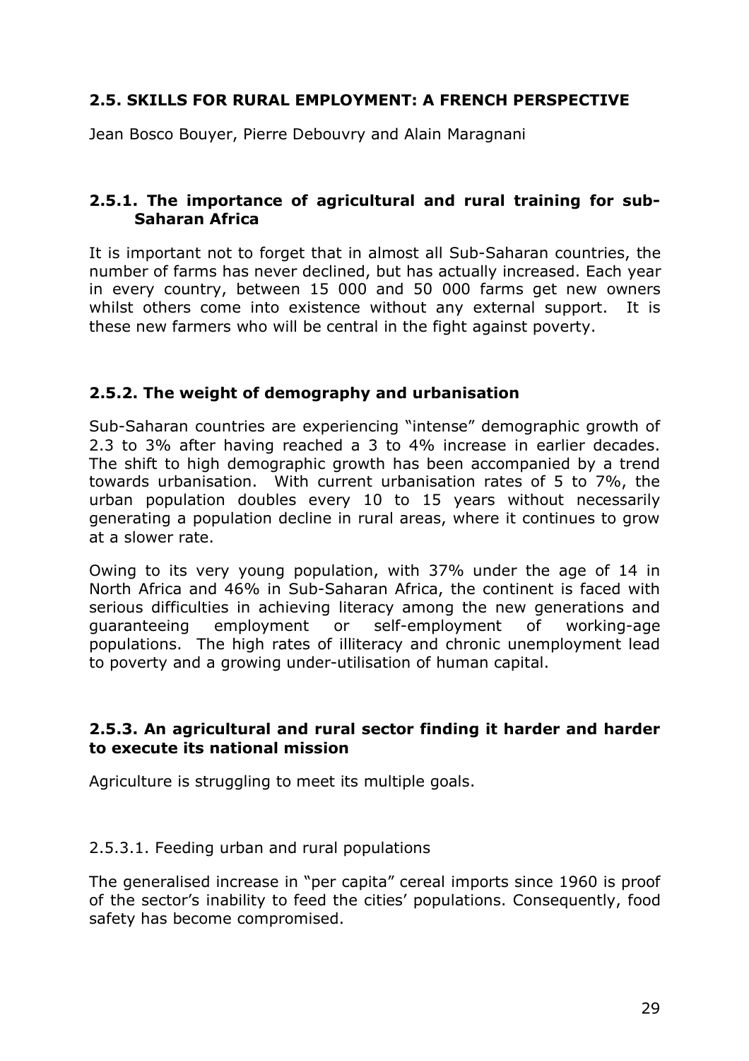## 2.5. SKILLS FOR RURAL EMPLOYMENT: A FRENCH PERSPECTIVE

Jean Bosco Bouyer, Pierre Debouvry and Alain Maragnani

### 2.5.1. The importance of agricultural and rural training for sub-Saharan Africa

It is important not to forget that in almost all Sub-Saharan countries, the number of farms has never declined, but has actually increased. Each year in every country, between 15 000 and 50 000 farms get new owners whilst others come into existence without any external support. It is these new farmers who will be central in the fight against poverty.

### 2.5.2. The weight of demography and urbanisation

Sub-Saharan countries are experiencing "intense" demographic growth of 2.3 to 3% after having reached a 3 to 4% increase in earlier decades. The shift to high demographic growth has been accompanied by a trend towards urbanisation. With current urbanisation rates of 5 to 7%, the urban population doubles every 10 to 15 years without necessarily generating a population decline in rural areas, where it continues to grow at a slower rate.

Owing to its very young population, with 37% under the age of 14 in North Africa and 46% in Sub-Saharan Africa, the continent is faced with serious difficulties in achieving literacy among the new generations and guaranteeing employment or self-employment of working-age populations. The high rates of illiteracy and chronic unemployment lead to poverty and a growing under-utilisation of human capital.

### 2.5.3. An agricultural and rural sector finding it harder and harder to execute its national mission

Agriculture is struggling to meet its multiple goals.

#### 2.5.3.1. Feeding urban and rural populations

The generalised increase in "per capita" cereal imports since 1960 is proof of the sector's inability to feed the cities' populations. Consequently, food safety has become compromised.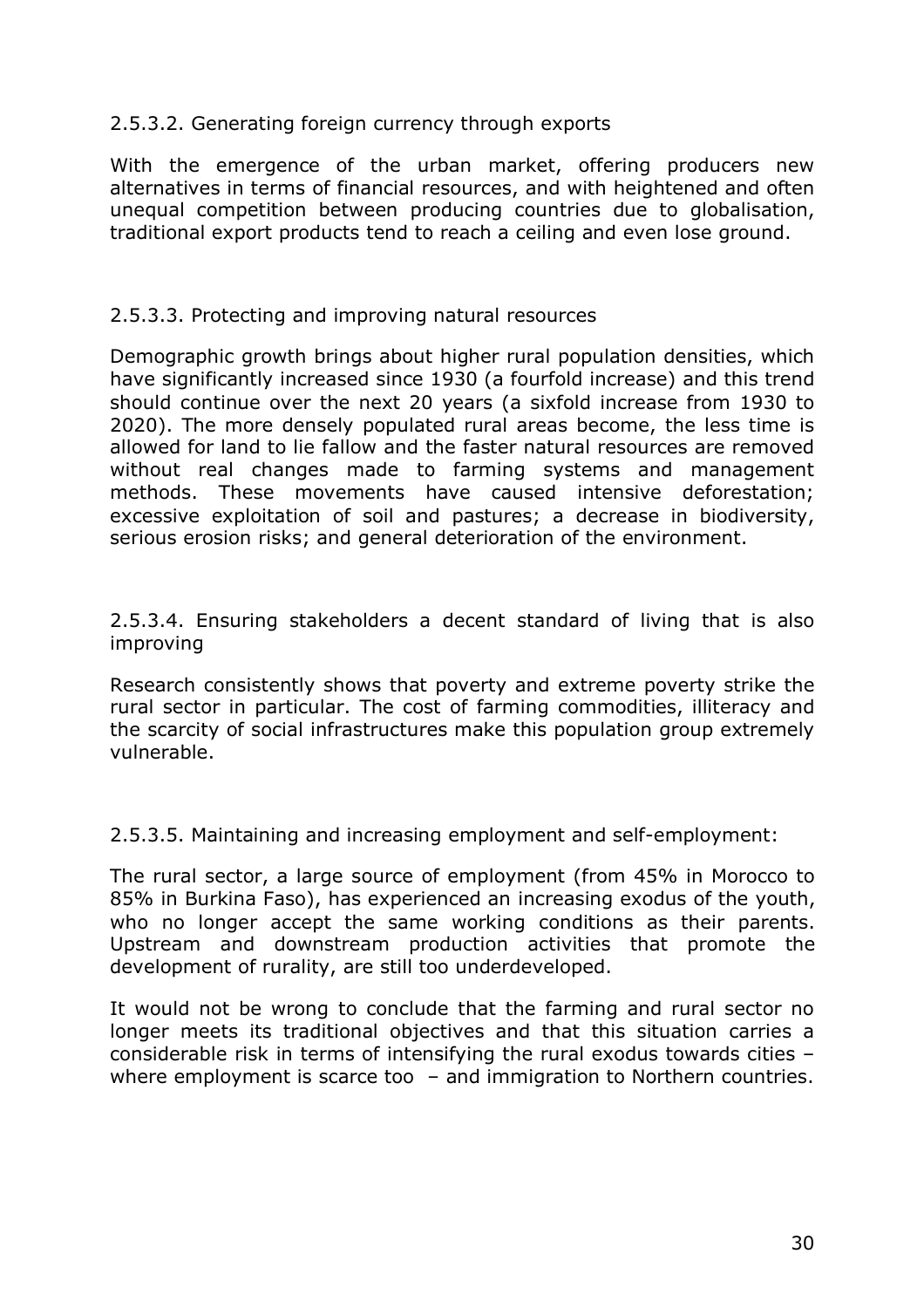#### 2.5.3.2. Generating foreign currency through exports

With the emergence of the urban market, offering producers new alternatives in terms of financial resources, and with heightened and often unequal competition between producing countries due to globalisation, traditional export products tend to reach a ceiling and even lose ground.

#### 2.5.3.3. Protecting and improving natural resources

Demographic growth brings about higher rural population densities, which have significantly increased since 1930 (a fourfold increase) and this trend should continue over the next 20 years (a sixfold increase from 1930 to 2020). The more densely populated rural areas become, the less time is allowed for land to lie fallow and the faster natural resources are removed without real changes made to farming systems and management methods. These movements have caused intensive deforestation; excessive exploitation of soil and pastures; a decrease in biodiversity, serious erosion risks; and general deterioration of the environment.

#### 2.5.3.4. Ensuring stakeholders a decent standard of living that is also improving

Research consistently shows that poverty and extreme poverty strike the rural sector in particular. The cost of farming commodities, illiteracy and the scarcity of social infrastructures make this population group extremely vulnerable.

#### 2.5.3.5. Maintaining and increasing employment and self-employment:

The rural sector, a large source of employment (from 45% in Morocco to 85% in Burkina Faso), has experienced an increasing exodus of the youth, who no longer accept the same working conditions as their parents. Upstream and downstream production activities that promote the development of rurality, are still too underdeveloped.

It would not be wrong to conclude that the farming and rural sector no longer meets its traditional objectives and that this situation carries a considerable risk in terms of intensifying the rural exodus towards cities – where employment is scarce too – and immigration to Northern countries.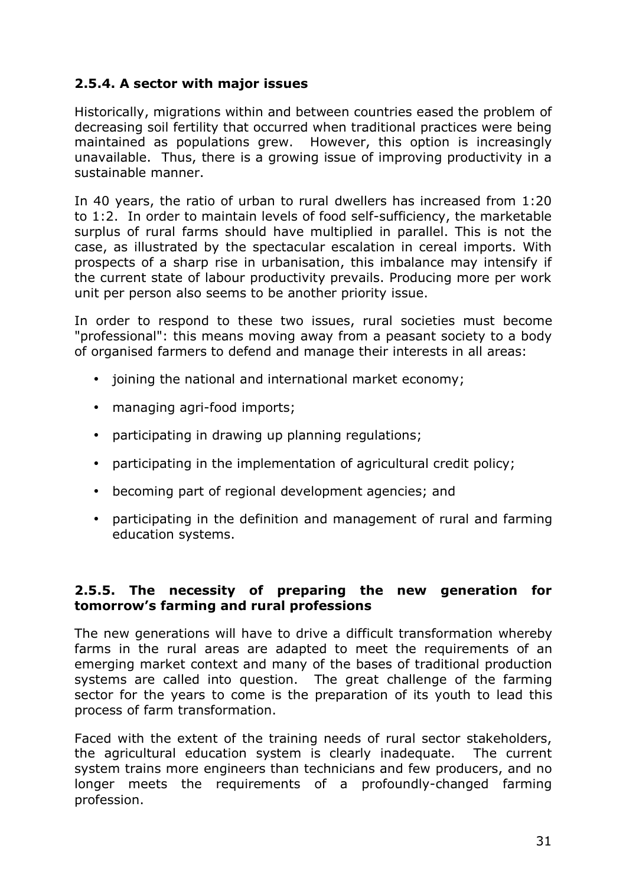### 2.5.4. A sector with major issues

Historically, migrations within and between countries eased the problem of decreasing soil fertility that occurred when traditional practices were being maintained as populations grew. However, this option is increasingly unavailable. Thus, there is a growing issue of improving productivity in a sustainable manner.

In 40 years, the ratio of urban to rural dwellers has increased from 1:20 to 1:2. In order to maintain levels of food self-sufficiency, the marketable surplus of rural farms should have multiplied in parallel. This is not the case, as illustrated by the spectacular escalation in cereal imports. With prospects of a sharp rise in urbanisation, this imbalance may intensify if the current state of labour productivity prevails. Producing more per work unit per person also seems to be another priority issue.

In order to respond to these two issues, rural societies must become "professional": this means moving away from a peasant society to a body of organised farmers to defend and manage their interests in all areas:

- joining the national and international market economy;
- managing agri-food imports;
- participating in drawing up planning regulations;
- participating in the implementation of agricultural credit policy;
- becoming part of regional development agencies; and
- participating in the definition and management of rural and farming education systems.

### 2.5.5. The necessity of preparing the new generation for tomorrow's farming and rural professions

The new generations will have to drive a difficult transformation whereby farms in the rural areas are adapted to meet the requirements of an emerging market context and many of the bases of traditional production systems are called into question. The great challenge of the farming sector for the years to come is the preparation of its youth to lead this process of farm transformation.

Faced with the extent of the training needs of rural sector stakeholders, the agricultural education system is clearly inadequate. The current system trains more engineers than technicians and few producers, and no longer meets the requirements of a profoundly-changed farming profession.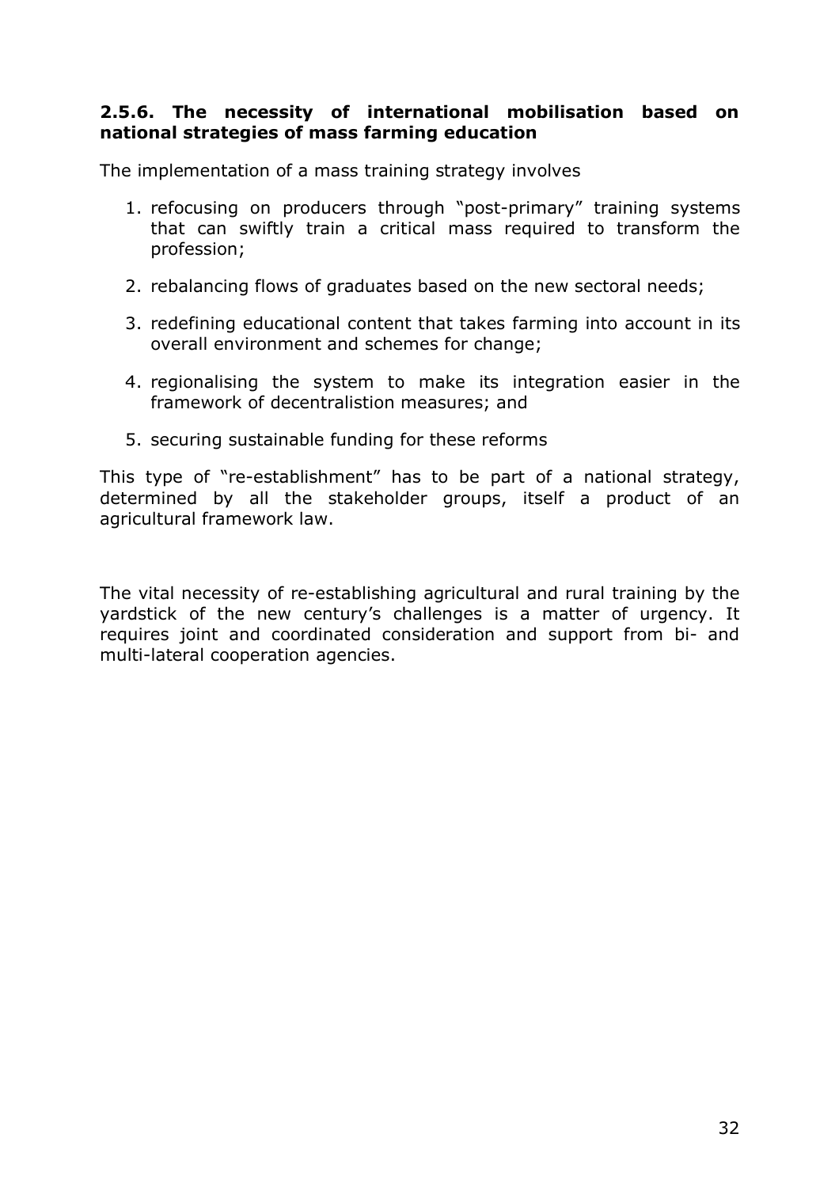### 2.5.6. The necessity of international mobilisation based on national strategies of mass farming education

The implementation of a mass training strategy involves

1. refocusing on producers through "post-primary" training systems that can swiftly train a critical mass required to transform the profession;
2. rebalancing flows of graduates based on the new sectoral needs;
3. redefining educational content that takes farming into account in its overall environment and schemes for change;
4. regionalising the system to make its integration easier in the framework of decentralistion measures; and
5. securing sustainable funding for these reforms

This type of "re-establishment" has to be part of a national strategy, determined by all the stakeholder groups, itself a product of an agricultural framework law.

The vital necessity of re-establishing agricultural and rural training by the yardstick of the new century's challenges is a matter of urgency. It requires joint and coordinated consideration and support from bi- and multi-lateral cooperation agencies.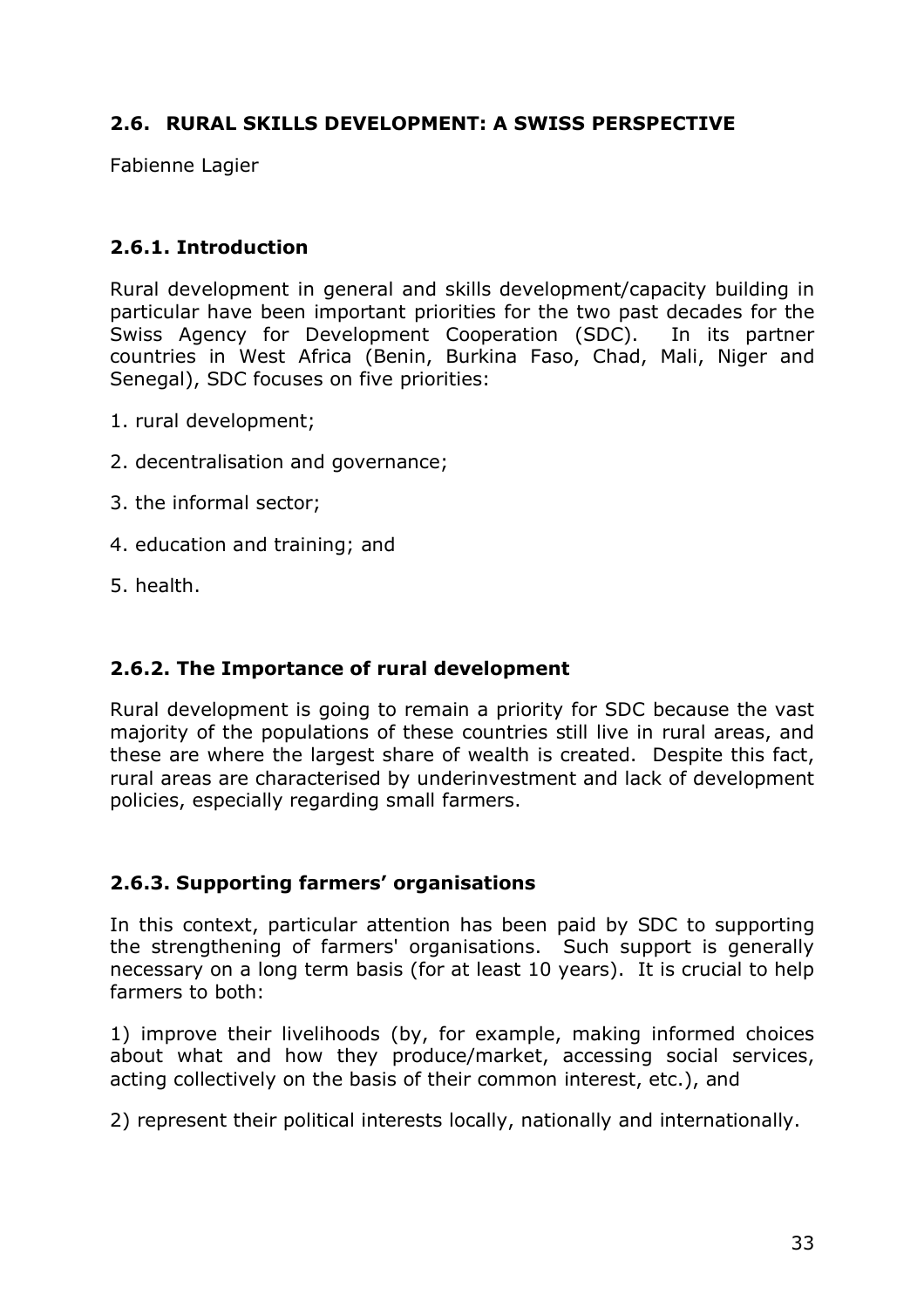## 2.6. RURAL SKILLS DEVELOPMENT: A SWISS PERSPECTIVE

Fabienne Lagier

### 2.6.1. Introduction

Rural development in general and skills development/capacity building in particular have been important priorities for the two past decades for the Swiss Agency for Development Cooperation (SDC). In its partner countries in West Africa (Benin, Burkina Faso, Chad, Mali, Niger and Senegal), SDC focuses on five priorities:

1. rural development;

2. decentralisation and governance;

3. the informal sector;

4. education and training; and

5. health.

### 2.6.2. The Importance of rural development

Rural development is going to remain a priority for SDC because the vast majority of the populations of these countries still live in rural areas, and these are where the largest share of wealth is created. Despite this fact, rural areas are characterised by underinvestment and lack of development policies, especially regarding small farmers.

### 2.6.3. Supporting farmers' organisations

In this context, particular attention has been paid by SDC to supporting the strengthening of farmers' organisations. Such support is generally necessary on a long term basis (for at least 10 years). It is crucial to help farmers to both:

1) improve their livelihoods (by, for example, making informed choices about what and how they produce/market, accessing social services, acting collectively on the basis of their common interest, etc.), and

2) represent their political interests locally, nationally and internationally.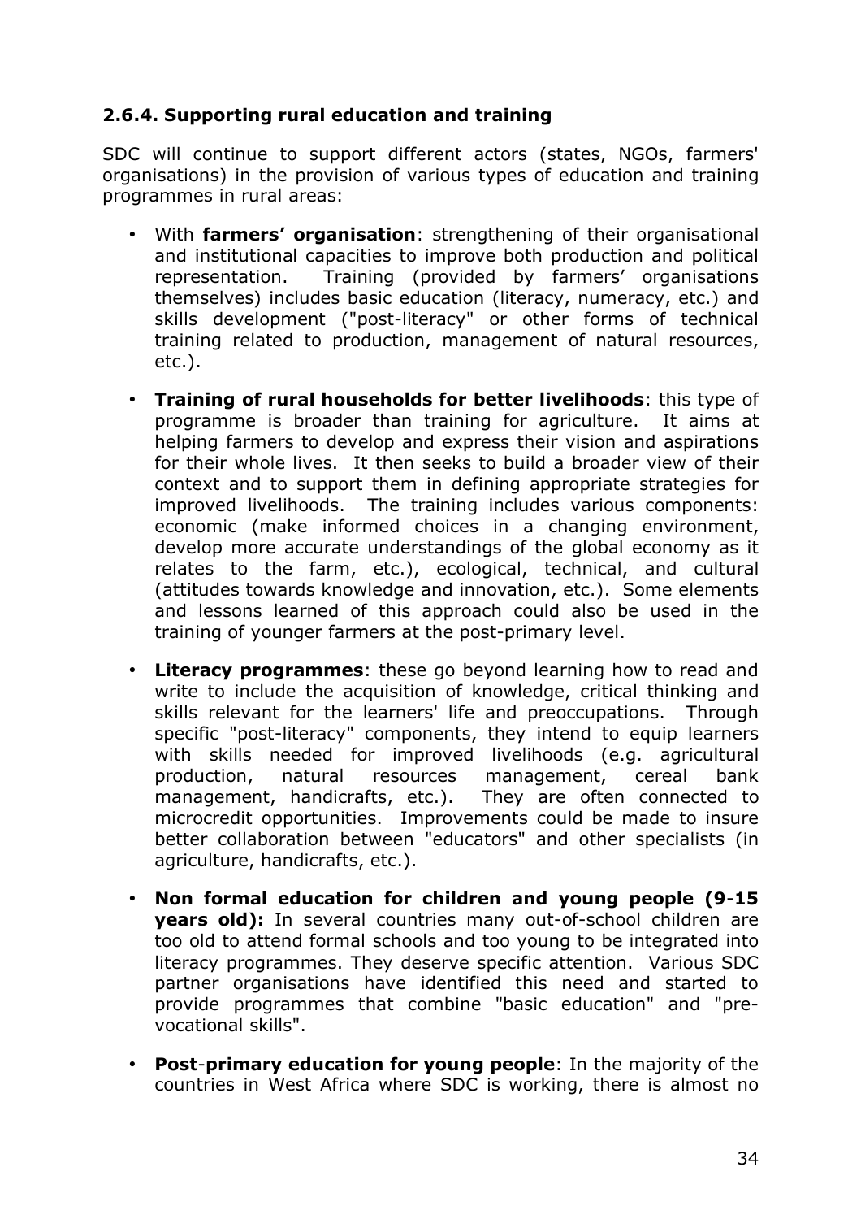### 2.6.4. Supporting rural education and training

SDC will continue to support different actors (states, NGOs, farmers' organisations) in the provision of various types of education and training programmes in rural areas:

- With **farmers' organisation**: strengthening of their organisational and institutional capacities to improve both production and political representation. Training (provided by farmers' organisations themselves) includes basic education (literacy, numeracy, etc.) and skills development ("post-literacy" or other forms of technical training related to production, management of natural resources, etc.).

- **Training of rural households for better livelihoods**: this type of programme is broader than training for agriculture. It aims at helping farmers to develop and express their vision and aspirations for their whole lives. It then seeks to build a broader view of their context and to support them in defining appropriate strategies for improved livelihoods. The training includes various components: economic (make informed choices in a changing environment, develop more accurate understandings of the global economy as it relates to the farm, etc.), ecological, technical, and cultural (attitudes towards knowledge and innovation, etc.). Some elements and lessons learned of this approach could also be used in the training of younger farmers at the post-primary level.

- **Literacy programmes**: these go beyond learning how to read and write to include the acquisition of knowledge, critical thinking and skills relevant for the learners' life and preoccupations. Through specific "post-literacy" components, they intend to equip learners with skills needed for improved livelihoods (e.g. agricultural production, natural resources management, cereal bank management, handicrafts, etc.). They are often connected to microcredit opportunities. Improvements could be made to insure better collaboration between "educators" and other specialists (in agriculture, handicrafts, etc.).

- **Non formal education for children and young people (9-15 years old):** In several countries many out-of-school children are too old to attend formal schools and too young to be integrated into literacy programmes. They deserve specific attention. Various SDC partner organisations have identified this need and started to provide programmes that combine "basic education" and "pre-vocational skills".

- **Post-primary education for young people**: In the majority of the countries in West Africa where SDC is working, there is almost no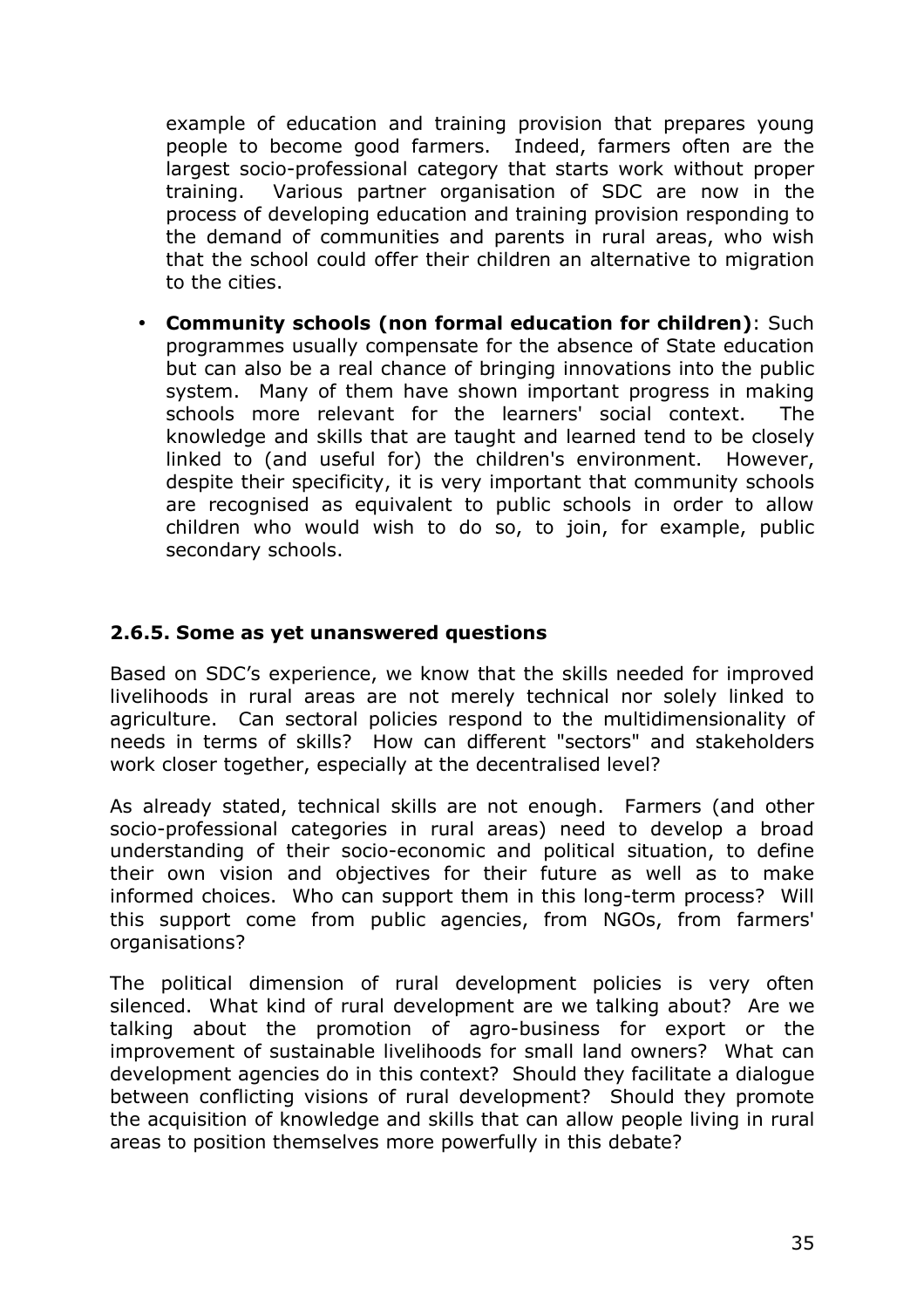example of education and training provision that prepares young people to become good farmers. Indeed, farmers often are the largest socio-professional category that starts work without proper training. Various partner organisation of SDC are now in the process of developing education and training provision responding to the demand of communities and parents in rural areas, who wish that the school could offer their children an alternative to migration to the cities.

- **Community schools (non formal education for children)**: Such programmes usually compensate for the absence of State education but can also be a real chance of bringing innovations into the public system. Many of them have shown important progress in making schools more relevant for the learners' social context. The knowledge and skills that are taught and learned tend to be closely linked to (and useful for) the children's environment. However, despite their specificity, it is very important that community schools are recognised as equivalent to public schools in order to allow children who would wish to do so, to join, for example, public secondary schools.

### 2.6.5. Some as yet unanswered questions

Based on SDC's experience, we know that the skills needed for improved livelihoods in rural areas are not merely technical nor solely linked to agriculture. Can sectoral policies respond to the multidimensionality of needs in terms of skills? How can different "sectors" and stakeholders work closer together, especially at the decentralised level?

As already stated, technical skills are not enough. Farmers (and other socio-professional categories in rural areas) need to develop a broad understanding of their socio-economic and political situation, to define their own vision and objectives for their future as well as to make informed choices. Who can support them in this long-term process? Will this support come from public agencies, from NGOs, from farmers' organisations?

The political dimension of rural development policies is very often silenced. What kind of rural development are we talking about? Are we talking about the promotion of agro-business for export or the improvement of sustainable livelihoods for small land owners? What can development agencies do in this context? Should they facilitate a dialogue between conflicting visions of rural development? Should they promote the acquisition of knowledge and skills that can allow people living in rural areas to position themselves more powerfully in this debate?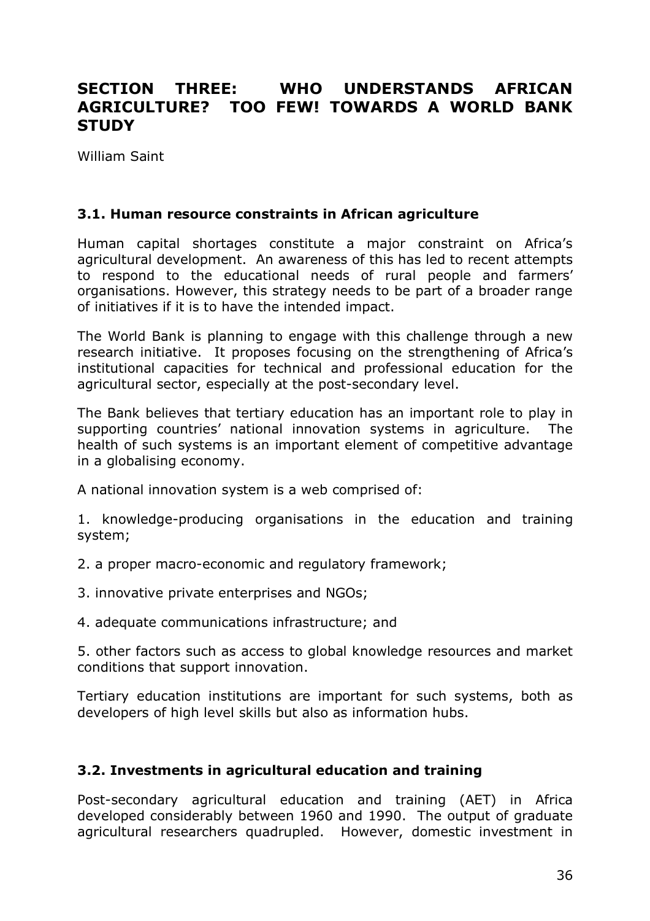# SECTION THREE: WHO UNDERSTANDS AFRICAN AGRICULTURE? TOO FEW! TOWARDS A WORLD BANK STUDY

William Saint

## 3.1. Human resource constraints in African agriculture

Human capital shortages constitute a major constraint on Africa's agricultural development. An awareness of this has led to recent attempts to respond to the educational needs of rural people and farmers' organisations. However, this strategy needs to be part of a broader range of initiatives if it is to have the intended impact.

The World Bank is planning to engage with this challenge through a new research initiative. It proposes focusing on the strengthening of Africa's institutional capacities for technical and professional education for the agricultural sector, especially at the post-secondary level.

The Bank believes that tertiary education has an important role to play in supporting countries' national innovation systems in agriculture. The health of such systems is an important element of competitive advantage in a globalising economy.

A national innovation system is a web comprised of:

1. knowledge-producing organisations in the education and training system;

2. a proper macro-economic and regulatory framework;

3. innovative private enterprises and NGOs;

4. adequate communications infrastructure; and

5. other factors such as access to global knowledge resources and market conditions that support innovation.

Tertiary education institutions are important for such systems, both as developers of high level skills but also as information hubs.

## 3.2. Investments in agricultural education and training

Post-secondary agricultural education and training (AET) in Africa developed considerably between 1960 and 1990. The output of graduate agricultural researchers quadrupled. However, domestic investment in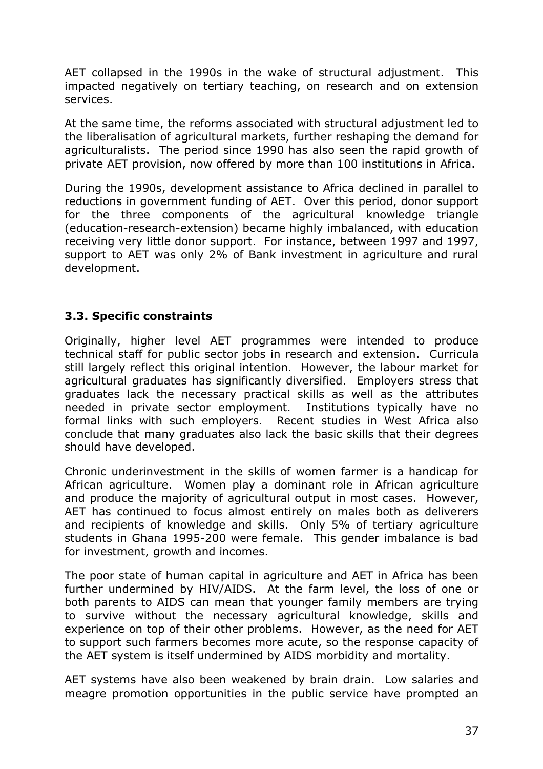AET collapsed in the 1990s in the wake of structural adjustment. This impacted negatively on tertiary teaching, on research and on extension services.

At the same time, the reforms associated with structural adjustment led to the liberalisation of agricultural markets, further reshaping the demand for agriculturalists. The period since 1990 has also seen the rapid growth of private AET provision, now offered by more than 100 institutions in Africa.

During the 1990s, development assistance to Africa declined in parallel to reductions in government funding of AET. Over this period, donor support for the three components of the agricultural knowledge triangle (education-research-extension) became highly imbalanced, with education receiving very little donor support. For instance, between 1997 and 1997, support to AET was only 2% of Bank investment in agriculture and rural development.

### 3.3. Specific constraints

Originally, higher level AET programmes were intended to produce technical staff for public sector jobs in research and extension. Curricula still largely reflect this original intention. However, the labour market for agricultural graduates has significantly diversified. Employers stress that graduates lack the necessary practical skills as well as the attributes needed in private sector employment. Institutions typically have no formal links with such employers. Recent studies in West Africa also conclude that many graduates also lack the basic skills that their degrees should have developed.

Chronic underinvestment in the skills of women farmer is a handicap for African agriculture. Women play a dominant role in African agriculture and produce the majority of agricultural output in most cases. However, AET has continued to focus almost entirely on males both as deliverers and recipients of knowledge and skills. Only 5% of tertiary agriculture students in Ghana 1995-200 were female. This gender imbalance is bad for investment, growth and incomes.

The poor state of human capital in agriculture and AET in Africa has been further undermined by HIV/AIDS. At the farm level, the loss of one or both parents to AIDS can mean that younger family members are trying to survive without the necessary agricultural knowledge, skills and experience on top of their other problems. However, as the need for AET to support such farmers becomes more acute, so the response capacity of the AET system is itself undermined by AIDS morbidity and mortality.

AET systems have also been weakened by brain drain. Low salaries and meagre promotion opportunities in the public service have prompted an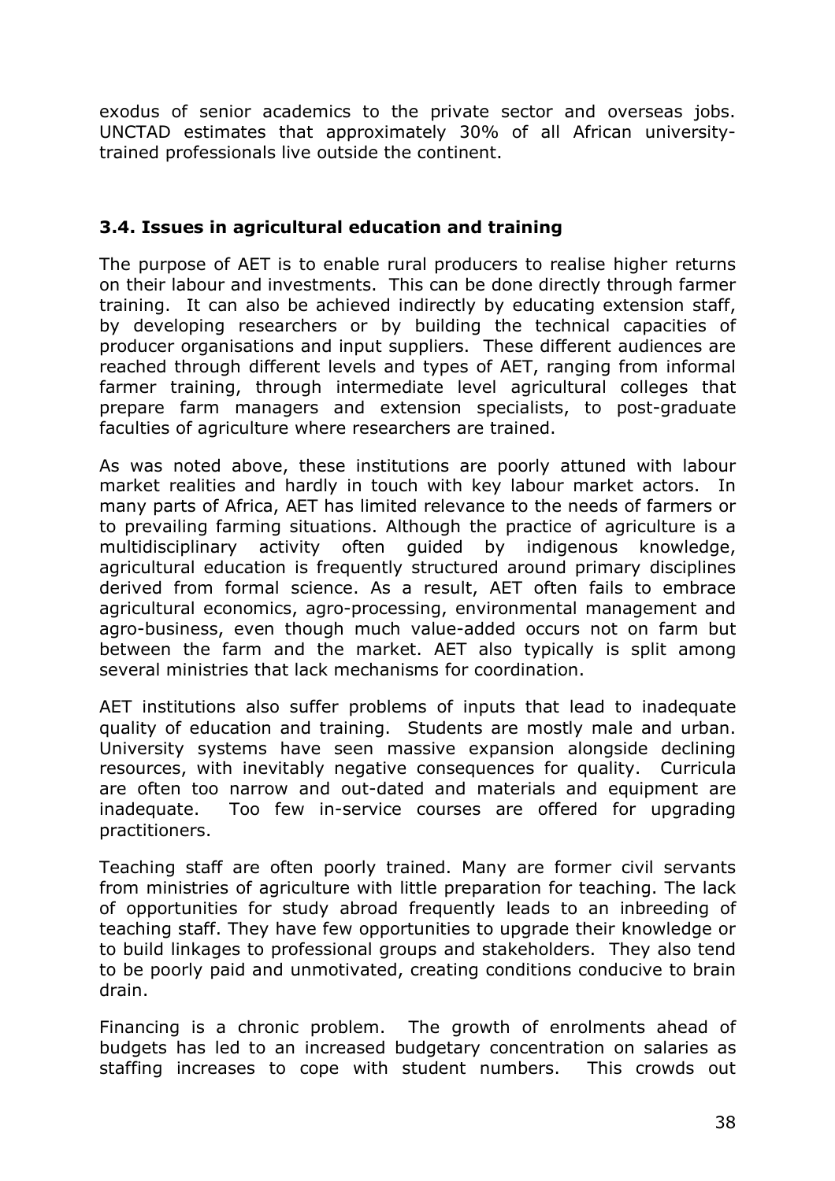exodus of senior academics to the private sector and overseas jobs. UNCTAD estimates that approximately 30% of all African university-trained professionals live outside the continent.

### 3.4. Issues in agricultural education and training

The purpose of AET is to enable rural producers to realise higher returns on their labour and investments. This can be done directly through farmer training. It can also be achieved indirectly by educating extension staff, by developing researchers or by building the technical capacities of producer organisations and input suppliers. These different audiences are reached through different levels and types of AET, ranging from informal farmer training, through intermediate level agricultural colleges that prepare farm managers and extension specialists, to post-graduate faculties of agriculture where researchers are trained.

As was noted above, these institutions are poorly attuned with labour market realities and hardly in touch with key labour market actors. In many parts of Africa, AET has limited relevance to the needs of farmers or to prevailing farming situations. Although the practice of agriculture is a multidisciplinary activity often guided by indigenous knowledge, agricultural education is frequently structured around primary disciplines derived from formal science. As a result, AET often fails to embrace agricultural economics, agro-processing, environmental management and agro-business, even though much value-added occurs not on farm but between the farm and the market. AET also typically is split among several ministries that lack mechanisms for coordination.

AET institutions also suffer problems of inputs that lead to inadequate quality of education and training. Students are mostly male and urban. University systems have seen massive expansion alongside declining resources, with inevitably negative consequences for quality. Curricula are often too narrow and out-dated and materials and equipment are inadequate. Too few in-service courses are offered for upgrading practitioners.

Teaching staff are often poorly trained. Many are former civil servants from ministries of agriculture with little preparation for teaching. The lack of opportunities for study abroad frequently leads to an inbreeding of teaching staff. They have few opportunities to upgrade their knowledge or to build linkages to professional groups and stakeholders. They also tend to be poorly paid and unmotivated, creating conditions conducive to brain drain.

Financing is a chronic problem. The growth of enrolments ahead of budgets has led to an increased budgetary concentration on salaries as staffing increases to cope with student numbers. This crowds out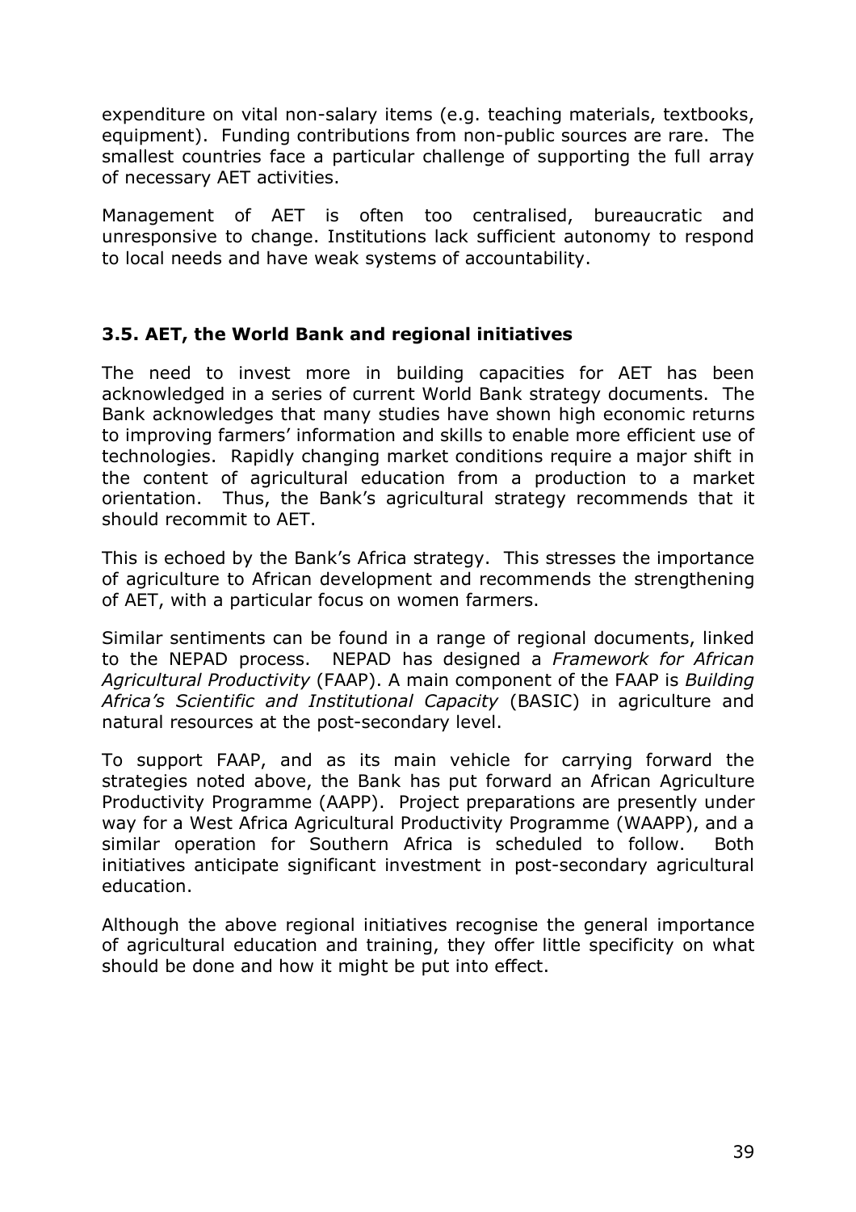expenditure on vital non-salary items (e.g. teaching materials, textbooks, equipment). Funding contributions from non-public sources are rare. The smallest countries face a particular challenge of supporting the full array of necessary AET activities.

Management of AET is often too centralised, bureaucratic and unresponsive to change. Institutions lack sufficient autonomy to respond to local needs and have weak systems of accountability.

### 3.5. AET, the World Bank and regional initiatives

The need to invest more in building capacities for AET has been acknowledged in a series of current World Bank strategy documents. The Bank acknowledges that many studies have shown high economic returns to improving farmers' information and skills to enable more efficient use of technologies. Rapidly changing market conditions require a major shift in the content of agricultural education from a production to a market orientation. Thus, the Bank's agricultural strategy recommends that it should recommit to AET.

This is echoed by the Bank's Africa strategy. This stresses the importance of agriculture to African development and recommends the strengthening of AET, with a particular focus on women farmers.

Similar sentiments can be found in a range of regional documents, linked to the NEPAD process. NEPAD has designed a *Framework for African Agricultural Productivity* (FAAP). A main component of the FAAP is *Building Africa's Scientific and Institutional Capacity* (BASIC) in agriculture and natural resources at the post-secondary level.

To support FAAP, and as its main vehicle for carrying forward the strategies noted above, the Bank has put forward an African Agriculture Productivity Programme (AAPP). Project preparations are presently under way for a West Africa Agricultural Productivity Programme (WAAPP), and a similar operation for Southern Africa is scheduled to follow. Both initiatives anticipate significant investment in post-secondary agricultural education.

Although the above regional initiatives recognise the general importance of agricultural education and training, they offer little specificity on what should be done and how it might be put into effect.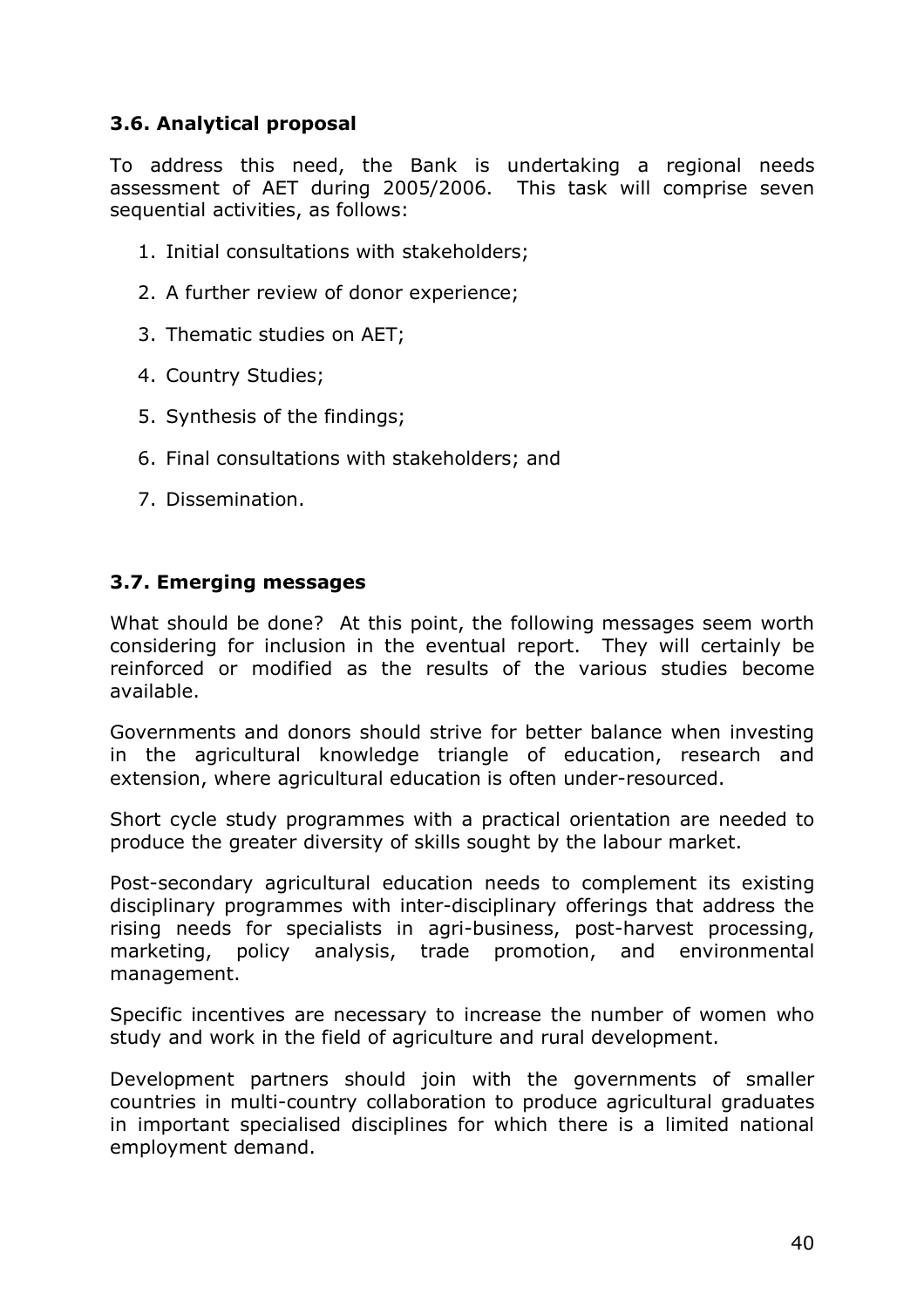### 3.6. Analytical proposal

To address this need, the Bank is undertaking a regional needs assessment of AET during 2005/2006. This task will comprise seven sequential activities, as follows:

1. Initial consultations with stakeholders;
2. A further review of donor experience;
3. Thematic studies on AET;
4. Country Studies;
5. Synthesis of the findings;
6. Final consultations with stakeholders; and
7. Dissemination.

### 3.7. Emerging messages

What should be done? At this point, the following messages seem worth considering for inclusion in the eventual report. They will certainly be reinforced or modified as the results of the various studies become available.

Governments and donors should strive for better balance when investing in the agricultural knowledge triangle of education, research and extension, where agricultural education is often under-resourced.

Short cycle study programmes with a practical orientation are needed to produce the greater diversity of skills sought by the labour market.

Post-secondary agricultural education needs to complement its existing disciplinary programmes with inter-disciplinary offerings that address the rising needs for specialists in agri-business, post-harvest processing, marketing, policy analysis, trade promotion, and environmental management.

Specific incentives are necessary to increase the number of women who study and work in the field of agriculture and rural development.

Development partners should join with the governments of smaller countries in multi-country collaboration to produce agricultural graduates in important specialised disciplines for which there is a limited national employment demand.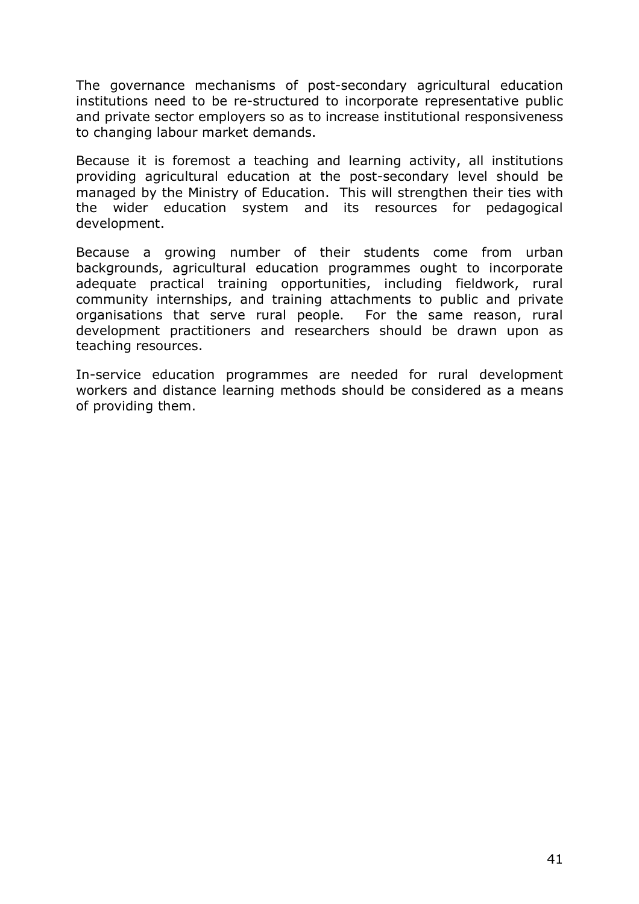The governance mechanisms of post-secondary agricultural education institutions need to be re-structured to incorporate representative public and private sector employers so as to increase institutional responsiveness to changing labour market demands.

Because it is foremost a teaching and learning activity, all institutions providing agricultural education at the post-secondary level should be managed by the Ministry of Education. This will strengthen their ties with the wider education system and its resources for pedagogical development.

Because a growing number of their students come from urban backgrounds, agricultural education programmes ought to incorporate adequate practical training opportunities, including fieldwork, rural community internships, and training attachments to public and private organisations that serve rural people. For the same reason, rural development practitioners and researchers should be drawn upon as teaching resources.

In-service education programmes are needed for rural development workers and distance learning methods should be considered as a means of providing them.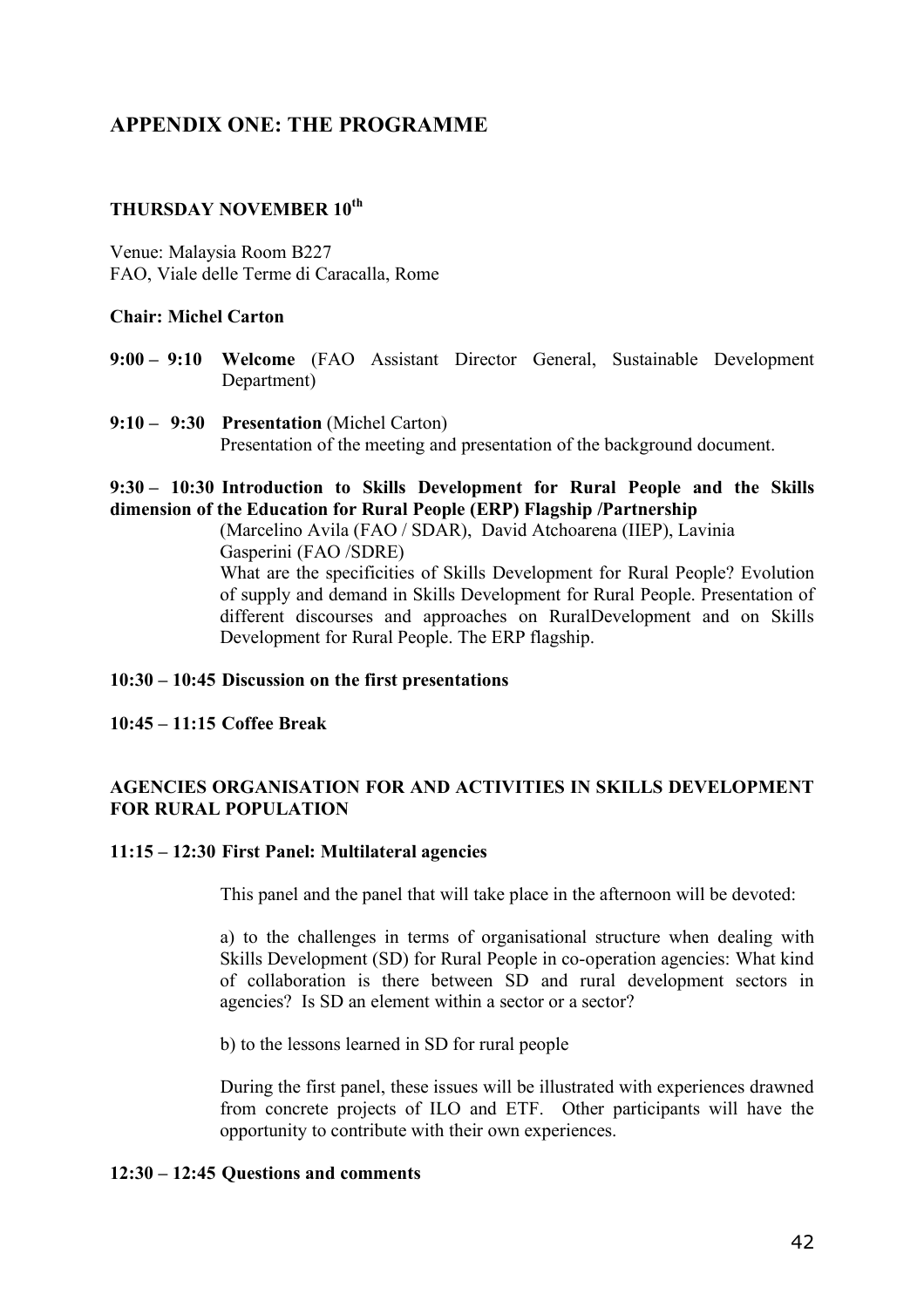## APPENDIX ONE: THE PROGRAMME

### THURSDAY NOVEMBER 10th

Venue: Malaysia Room B227
FAO, Viale delle Terme di Caracalla, Rome

**Chair: Michel Carton**

**9:00 – 9:10** **Welcome** (FAO Assistant Director General, Sustainable Development Department)

**9:10 – 9:30** **Presentation** (Michel Carton)
Presentation of the meeting and presentation of the background document.

**9:30 – 10:30 Introduction to Skills Development for Rural People and the Skills dimension of the Education for Rural People (ERP) Flagship /Partnership**
(Marcelino Avila (FAO / SDAR), David Atchoarena (IIEP), Lavinia Gasperini (FAO /SDRE)
What are the specificities of Skills Development for Rural People? Evolution of supply and demand in Skills Development for Rural People. Presentation of different discourses and approaches on RuralDevelopment and on Skills Development for Rural People. The ERP flagship.

**10:30 – 10:45 Discussion on the first presentations**

**10:45 – 11:15 Coffee Break**

**AGENCIES ORGANISATION FOR AND ACTIVITIES IN SKILLS DEVELOPMENT FOR RURAL POPULATION**

**11:15 – 12:30 First Panel: Multilateral agencies**

This panel and the panel that will take place in the afternoon will be devoted:

a) to the challenges in terms of organisational structure when dealing with Skills Development (SD) for Rural People in co-operation agencies: What kind of collaboration is there between SD and rural development sectors in agencies? Is SD an element within a sector or a sector?

b) to the lessons learned in SD for rural people

During the first panel, these issues will be illustrated with experiences drawned from concrete projects of ILO and ETF. Other participants will have the opportunity to contribute with their own experiences.

**12:30 – 12:45 Questions and comments**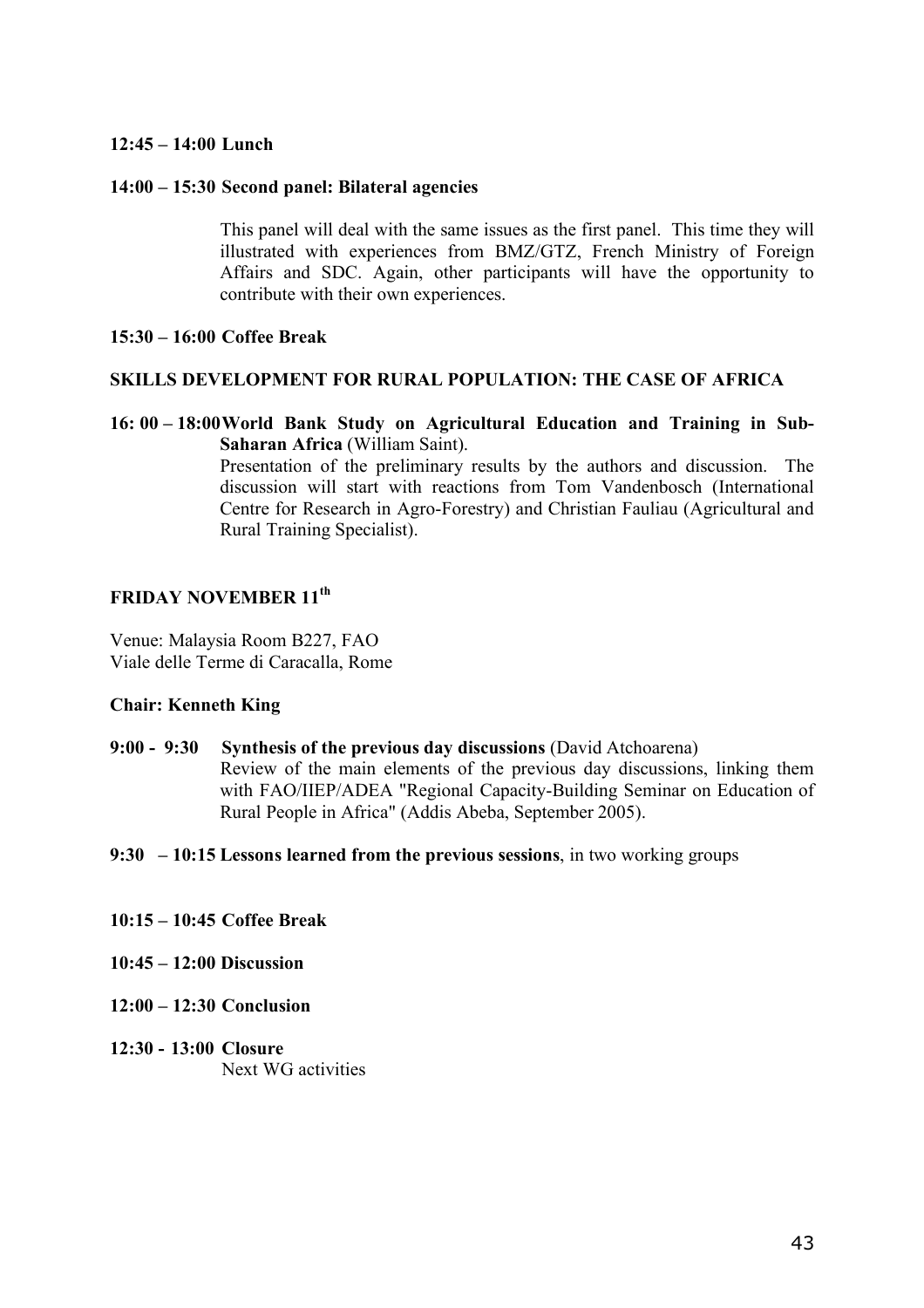**12:45 – 14:00 Lunch**

**14:00 – 15:30 Second panel: Bilateral agencies**

This panel will deal with the same issues as the first panel. This time they will illustrated with experiences from BMZ/GTZ, French Ministry of Foreign Affairs and SDC. Again, other participants will have the opportunity to contribute with their own experiences.

**15:30 – 16:00 Coffee Break**

**SKILLS DEVELOPMENT FOR RURAL POPULATION: THE CASE OF AFRICA**

**16: 00 – 18:00 World Bank Study on Agricultural Education and Training in Sub-Saharan Africa** (William Saint).

Presentation of the preliminary results by the authors and discussion. The discussion will start with reactions from Tom Vandenbosch (International Centre for Research in Agro-Forestry) and Christian Fauliau (Agricultural and Rural Training Specialist).

## FRIDAY NOVEMBER 11th

Venue: Malaysia Room B227, FAO
Viale delle Terme di Caracalla, Rome

**Chair: Kenneth King**

**9:00 - 9:30 Synthesis of the previous day discussions** (David Atchoarena)

Review of the main elements of the previous day discussions, linking them with FAO/IIEP/ADEA "Regional Capacity-Building Seminar on Education of Rural People in Africa" (Addis Abeba, September 2005).

**9:30 – 10:15 Lessons learned from the previous sessions**, in two working groups

**10:15 – 10:45 Coffee Break**

**10:45 – 12:00 Discussion**

**12:00 – 12:30 Conclusion**

**12:30 - 13:00 Closure**

Next WG activities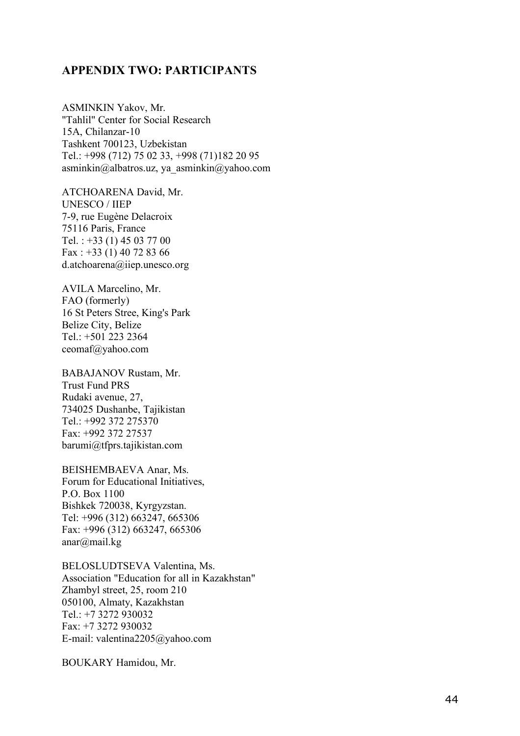## APPENDIX TWO: PARTICIPANTS

ASMINKIN Yakov, Mr.
"Tahlil" Center for Social Research
15A, Chilanzar-10
Tashkent 700123, Uzbekistan
Tel.: +998 (712) 75 02 33, +998 (71)182 20 95
asminkin@albatros.uz, ya_asminkin@yahoo.com

ATCHOARENA David, Mr.
UNESCO / IIEP
7-9, rue Eugène Delacroix
75116 Paris, France
Tel. : +33 (1) 45 03 77 00
Fax : +33 (1) 40 72 83 66
d.atchoarena@iiep.unesco.org

AVILA Marcelino, Mr.
FAO (formerly)
16 St Peters Stree, King's Park
Belize City, Belize
Tel.: +501 223 2364
ceomaf@yahoo.com

BABAJANOV Rustam, Mr.
Trust Fund PRS
Rudaki avenue, 27,
734025 Dushanbe, Tajikistan
Tel.: +992 372 275370
Fax: +992 372 27537
barumi@tfprs.tajikistan.com

BEISHEMBAEVA Anar, Ms.
Forum for Educational Initiatives,
P.O. Box 1100
Bishkek 720038, Kyrgyzstan.
Tel: +996 (312) 663247, 665306
Fax: +996 (312) 663247, 665306
anar@mail.kg

BELOSLUDTSEVA Valentina, Ms.
Association "Education for all in Kazakhstan"
Zhambyl street, 25, room 210
050100, Almaty, Kazakhstan
Tel.: +7 3272 930032
Fax: +7 3272 930032
E-mail: valentina2205@yahoo.com

BOUKARY Hamidou, Mr.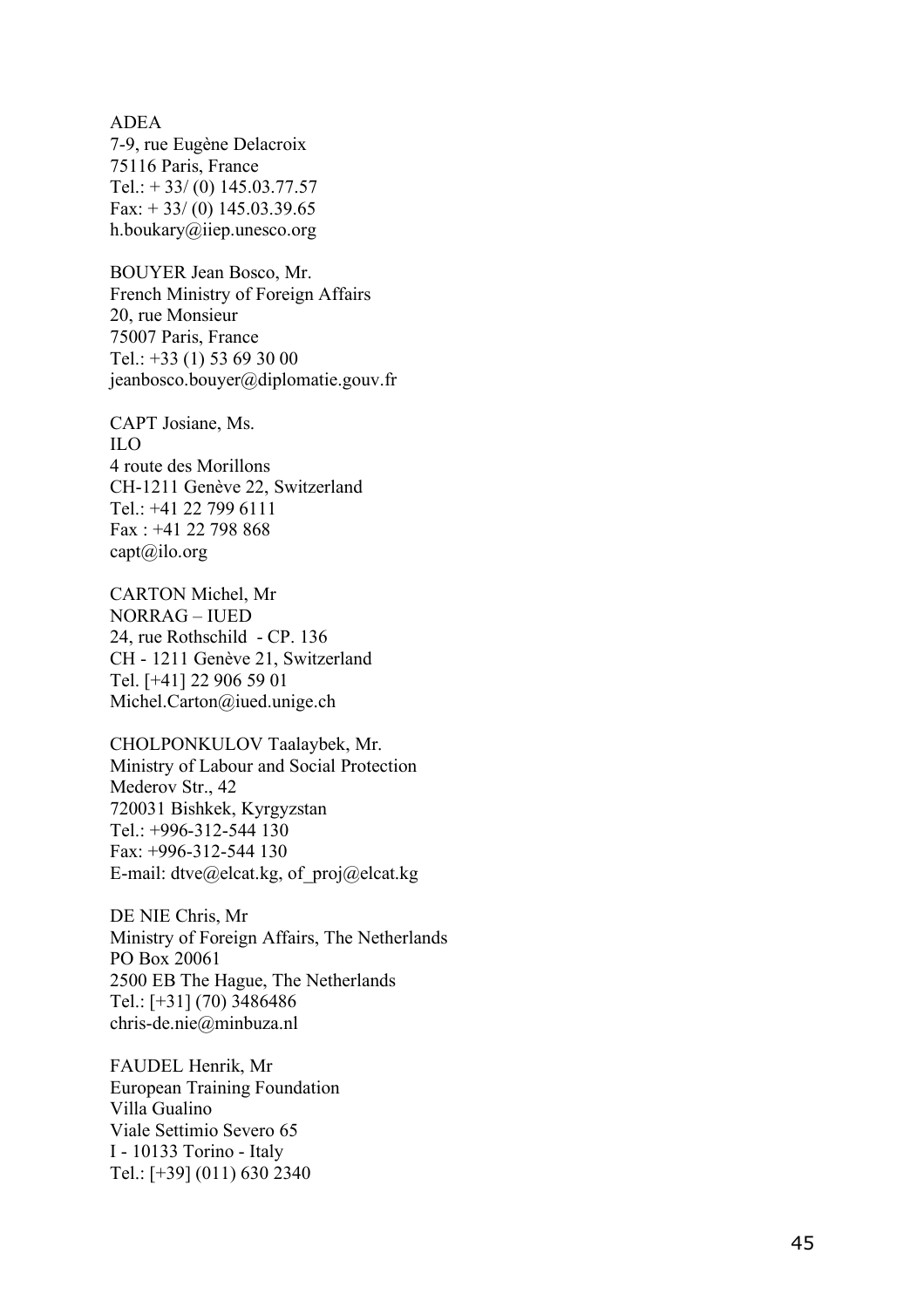ADEA
7-9, rue Eugène Delacroix
75116 Paris, France
Tel.: + 33/ (0) 145.03.77.57
Fax: + 33/ (0) 145.03.39.65
h.boukary@iiep.unesco.org

BOUYER Jean Bosco, Mr.
French Ministry of Foreign Affairs
20, rue Monsieur
75007 Paris, France
Tel.: +33 (1) 53 69 30 00
jeanbosco.bouyer@diplomatie.gouv.fr

CAPT Josiane, Ms.
ILO
4 route des Morillons
CH-1211 Genève 22, Switzerland
Tel.: +41 22 799 6111
Fax : +41 22 798 868
capt@ilo.org

CARTON Michel, Mr
NORRAG – IUED
24, rue Rothschild - CP. 136
CH - 1211 Genève 21, Switzerland
Tel. [+41] 22 906 59 01
Michel.Carton@iued.unige.ch

CHOLPONKULOV Taalaybek, Mr.
Ministry of Labour and Social Protection
Mederov Str., 42
720031 Bishkek, Kyrgyzstan
Tel.: +996-312-544 130
Fax: +996-312-544 130
E-mail: dtve@elcat.kg, of_proj@elcat.kg

DE NIE Chris, Mr
Ministry of Foreign Affairs, The Netherlands
PO Box 20061
2500 EB The Hague, The Netherlands
Tel.: [+31] (70) 3486486
chris-de.nie@minbuza.nl

FAUDEL Henrik, Mr
European Training Foundation
Villa Gualino
Viale Settimio Severo 65
I - 10133 Torino - Italy
Tel.: [+39] (011) 630 2340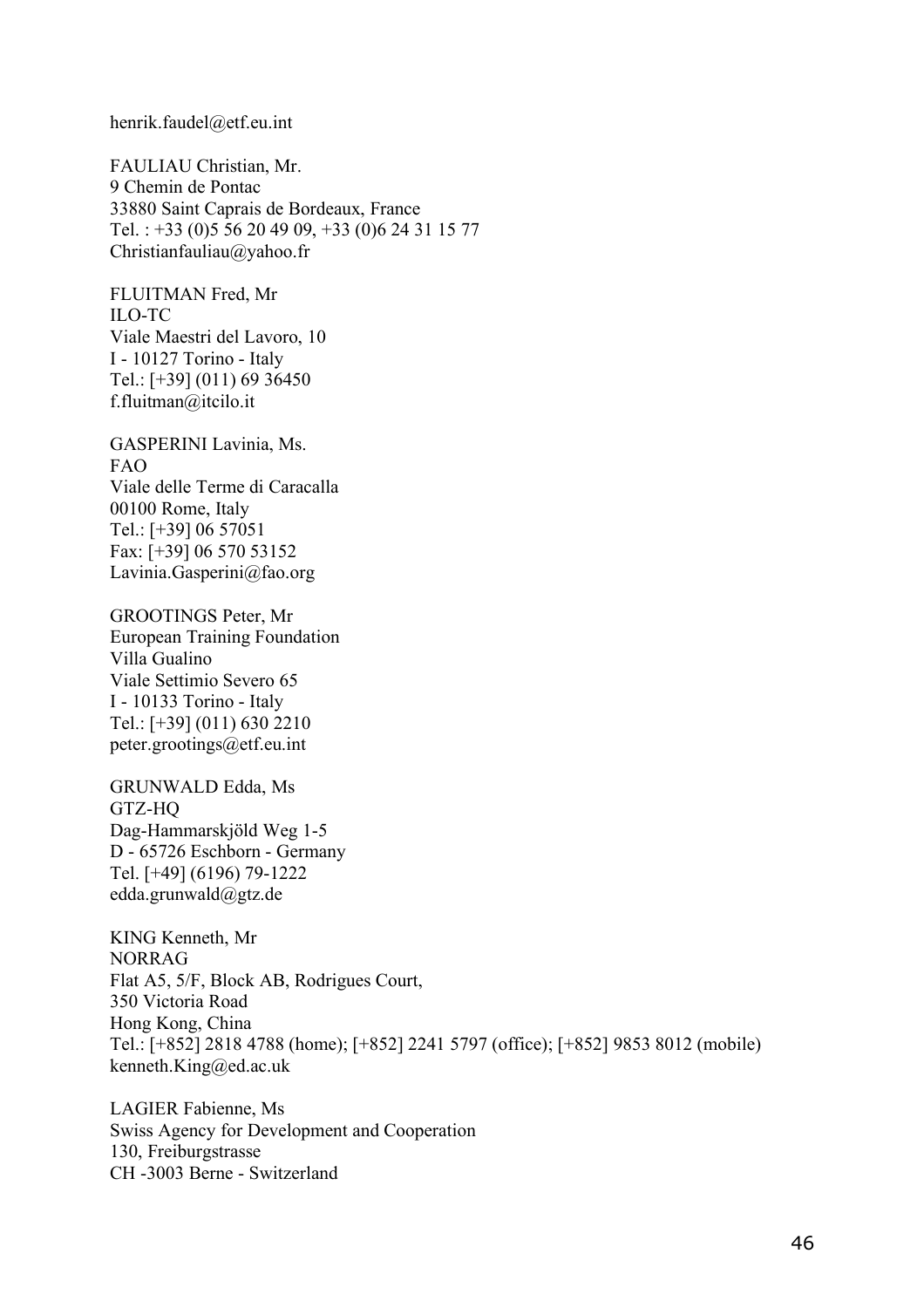henrik.faudel@etf.eu.int

FAULIAU Christian, Mr.
9 Chemin de Pontac
33880 Saint Caprais de Bordeaux, France
Tel. : +33 (0)5 56 20 49 09, +33 (0)6 24 31 15 77
Christianfauliau@yahoo.fr

FLUITMAN Fred, Mr
ILO-TC
Viale Maestri del Lavoro, 10
I - 10127 Torino - Italy
Tel.: [+39] (011) 69 36450
f.fluitman@itcilo.it

GASPERINI Lavinia, Ms.
FAO
Viale delle Terme di Caracalla
00100 Rome, Italy
Tel.: [+39] 06 57051
Fax: [+39] 06 570 53152
Lavinia.Gasperini@fao.org

GROOTINGS Peter, Mr
European Training Foundation
Villa Gualino
Viale Settimio Severo 65
I - 10133 Torino - Italy
Tel.: [+39] (011) 630 2210
peter.grootings@etf.eu.int

GRUNWALD Edda, Ms
GTZ-HQ
Dag-Hammarskjöld Weg 1-5
D - 65726 Eschborn - Germany
Tel. [+49] (6196) 79-1222
edda.grunwald@gtz.de

KING Kenneth, Mr
NORRAG
Flat A5, 5/F, Block AB, Rodrigues Court,
350 Victoria Road
Hong Kong, China
Tel.: [+852] 2818 4788 (home); [+852] 2241 5797 (office); [+852] 9853 8012 (mobile)
kenneth.King@ed.ac.uk

LAGIER Fabienne, Ms
Swiss Agency for Development and Cooperation
130, Freiburgstrasse
CH -3003 Berne - Switzerland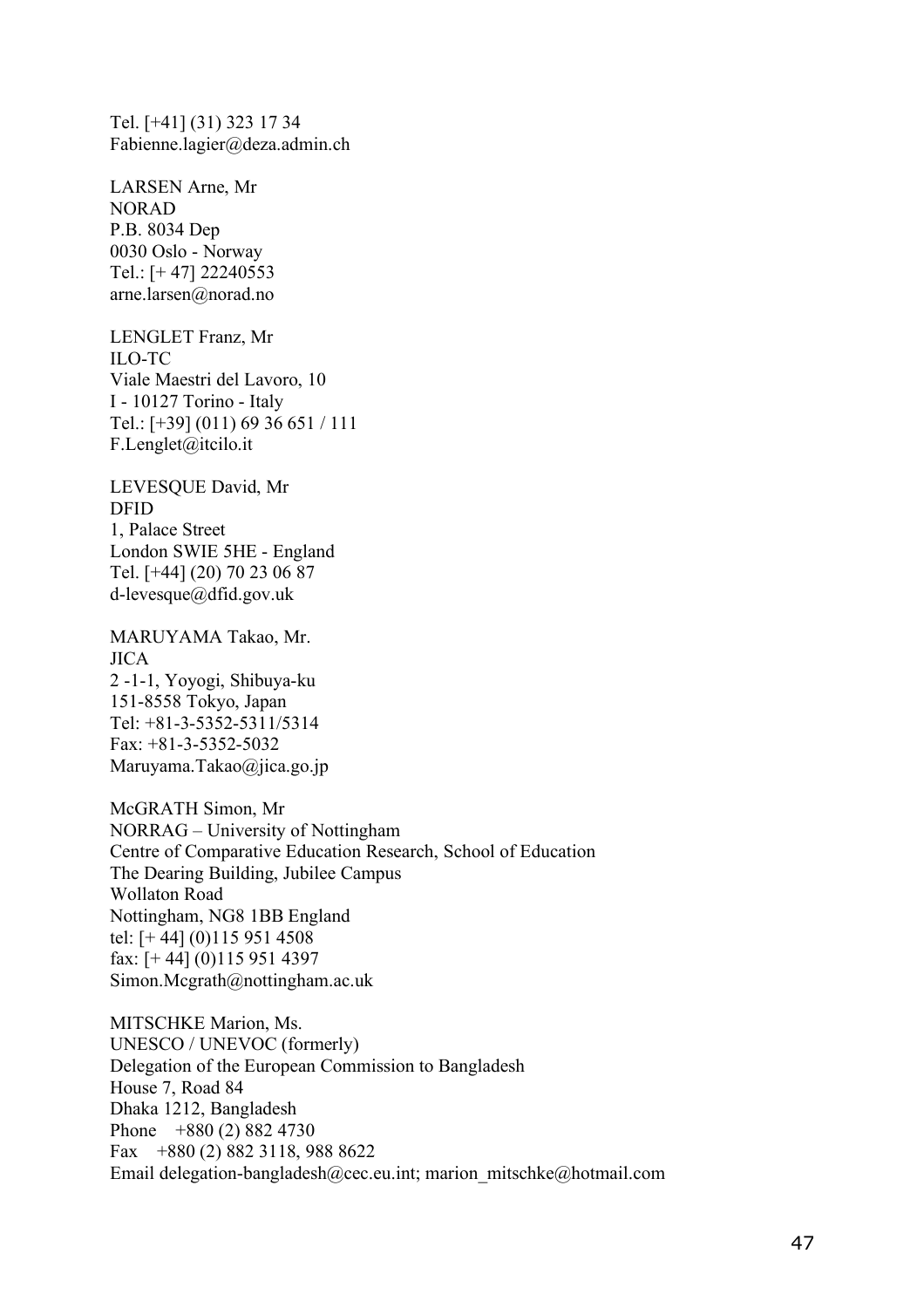Tel. [+41] (31) 323 17 34
Fabienne.lagier@deza.admin.ch

LARSEN Arne, Mr
NORAD
P.B. 8034 Dep
0030 Oslo - Norway
Tel.: [+ 47] 22240553
arne.larsen@norad.no

LENGLET Franz, Mr
ILO-TC
Viale Maestri del Lavoro, 10
I - 10127 Torino - Italy
Tel.: [+39] (011) 69 36 651 / 111
F.Lenglet@itcilo.it

LEVESQUE David, Mr
DFID
1, Palace Street
London SWIE 5HE - England
Tel. [+44] (20) 70 23 06 87
d-levesque@dfid.gov.uk

MARUYAMA Takao, Mr.
JICA
2 -1-1, Yoyogi, Shibuya-ku
151-8558 Tokyo, Japan
Tel: +81-3-5352-5311/5314
Fax: +81-3-5352-5032
Maruyama.Takao@jica.go.jp

McGRATH Simon, Mr
NORRAG – University of Nottingham
Centre of Comparative Education Research, School of Education
The Dearing Building, Jubilee Campus
Wollaton Road
Nottingham, NG8 1BB England
tel: [+ 44] (0)115 951 4508
fax: [+ 44] (0)115 951 4397
Simon.Mcgrath@nottingham.ac.uk

MITSCHKE Marion, Ms.
UNESCO / UNEVOC (formerly)
Delegation of the European Commission to Bangladesh
House 7, Road 84
Dhaka 1212, Bangladesh
Phone +880 (2) 882 4730
Fax +880 (2) 882 3118, 988 8622
Email delegation-bangladesh@cec.eu.int; marion_mitschke@hotmail.com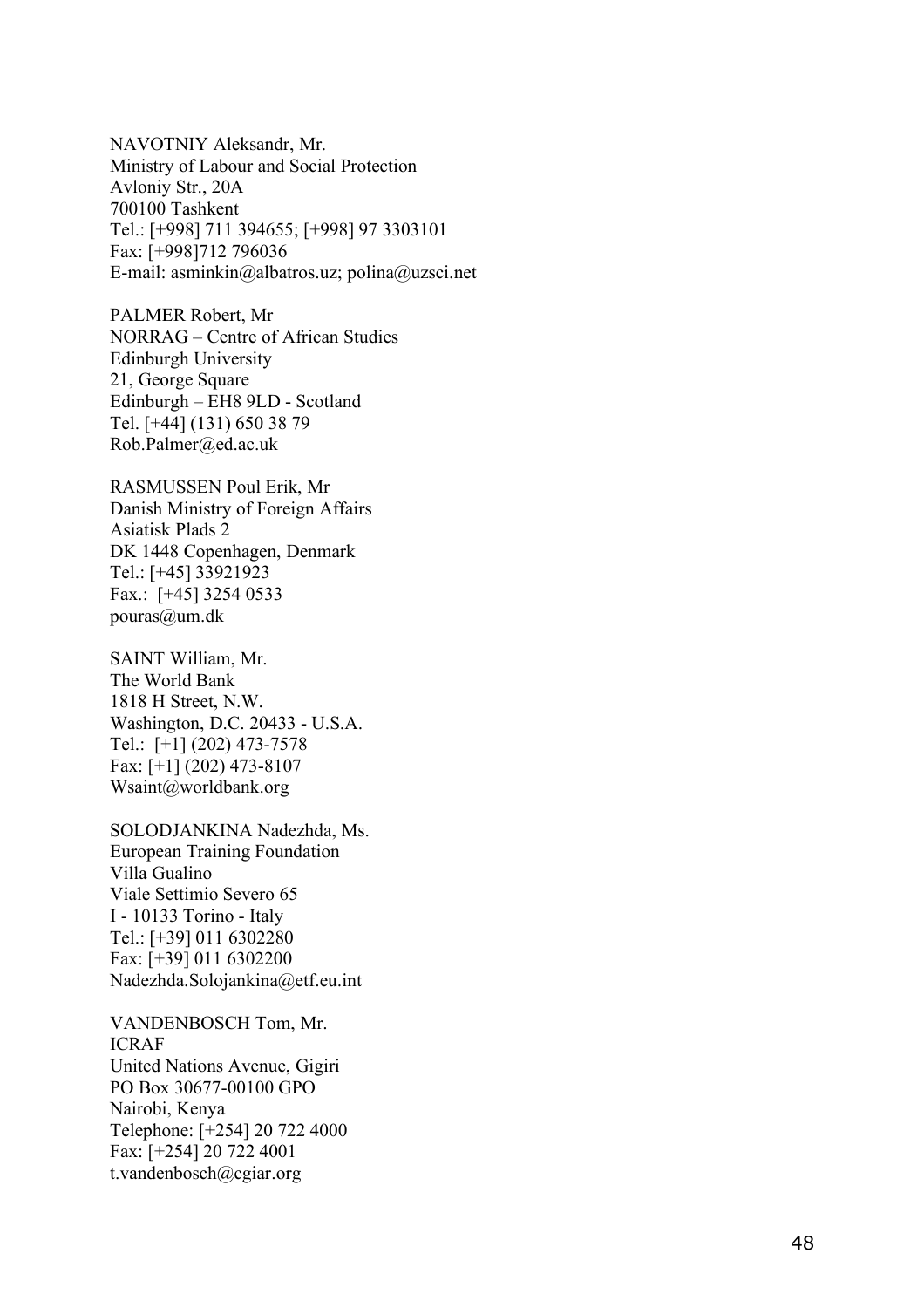NAVOTNIY Aleksandr, Mr.
Ministry of Labour and Social Protection
Avloniy Str., 20A
700100 Tashkent
Tel.: [+998] 711 394655; [+998] 97 3303101
Fax: [+998]712 796036
E-mail: asminkin@albatros.uz; polina@uzsci.net

PALMER Robert, Mr
NORRAG – Centre of African Studies
Edinburgh University
21, George Square
Edinburgh – EH8 9LD - Scotland
Tel. [+44] (131) 650 38 79
Rob.Palmer@ed.ac.uk

RASMUSSEN Poul Erik, Mr
Danish Ministry of Foreign Affairs
Asiatisk Plads 2
DK 1448 Copenhagen, Denmark
Tel.: [+45] 33921923
Fax.: [+45] 3254 0533
pouras@um.dk

SAINT William, Mr.
The World Bank
1818 H Street, N.W.
Washington, D.C. 20433 - U.S.A.
Tel.: [+1] (202) 473-7578
Fax: [+1] (202) 473-8107
Wsaint@worldbank.org

SOLODJANKINA Nadezhda, Ms.
European Training Foundation
Villa Gualino
Viale Settimio Severo 65
I - 10133 Torino - Italy
Tel.: [+39] 011 6302280
Fax: [+39] 011 6302200
Nadezhda.Solojankina@etf.eu.int

VANDENBOSCH Tom, Mr.
ICRAF
United Nations Avenue, Gigiri
PO Box 30677-00100 GPO
Nairobi, Kenya
Telephone: [+254] 20 722 4000
Fax: [+254] 20 722 4001
t.vandenbosch@cgiar.org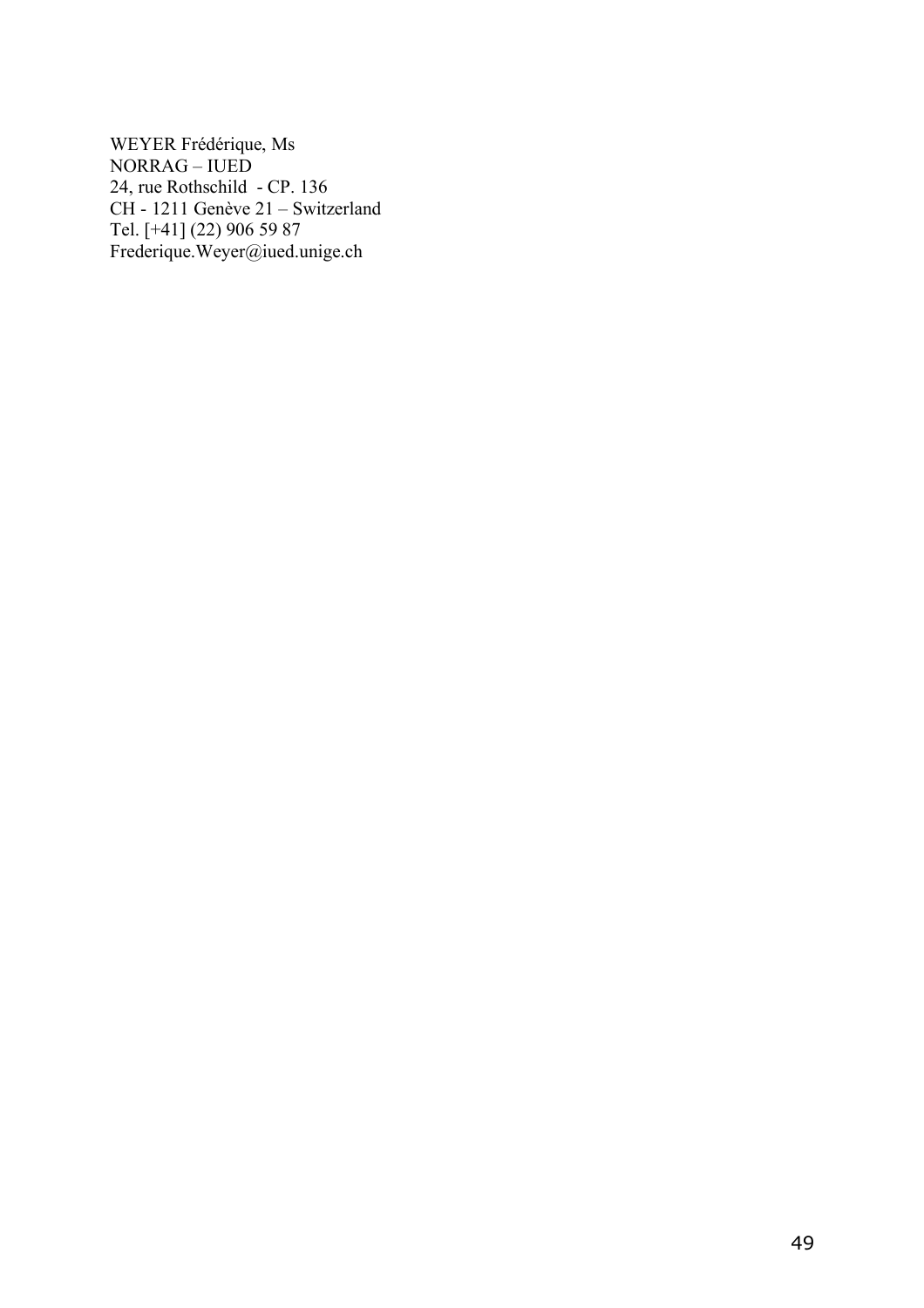WEYER Frédérique, Ms  
NORRAG – IUED  
24, rue Rothschild - CP. 136  
CH - 1211 Genève 21 – Switzerland  
Tel. [+41] (22) 906 59 87  
Frederique.Weyer@iued.unige.ch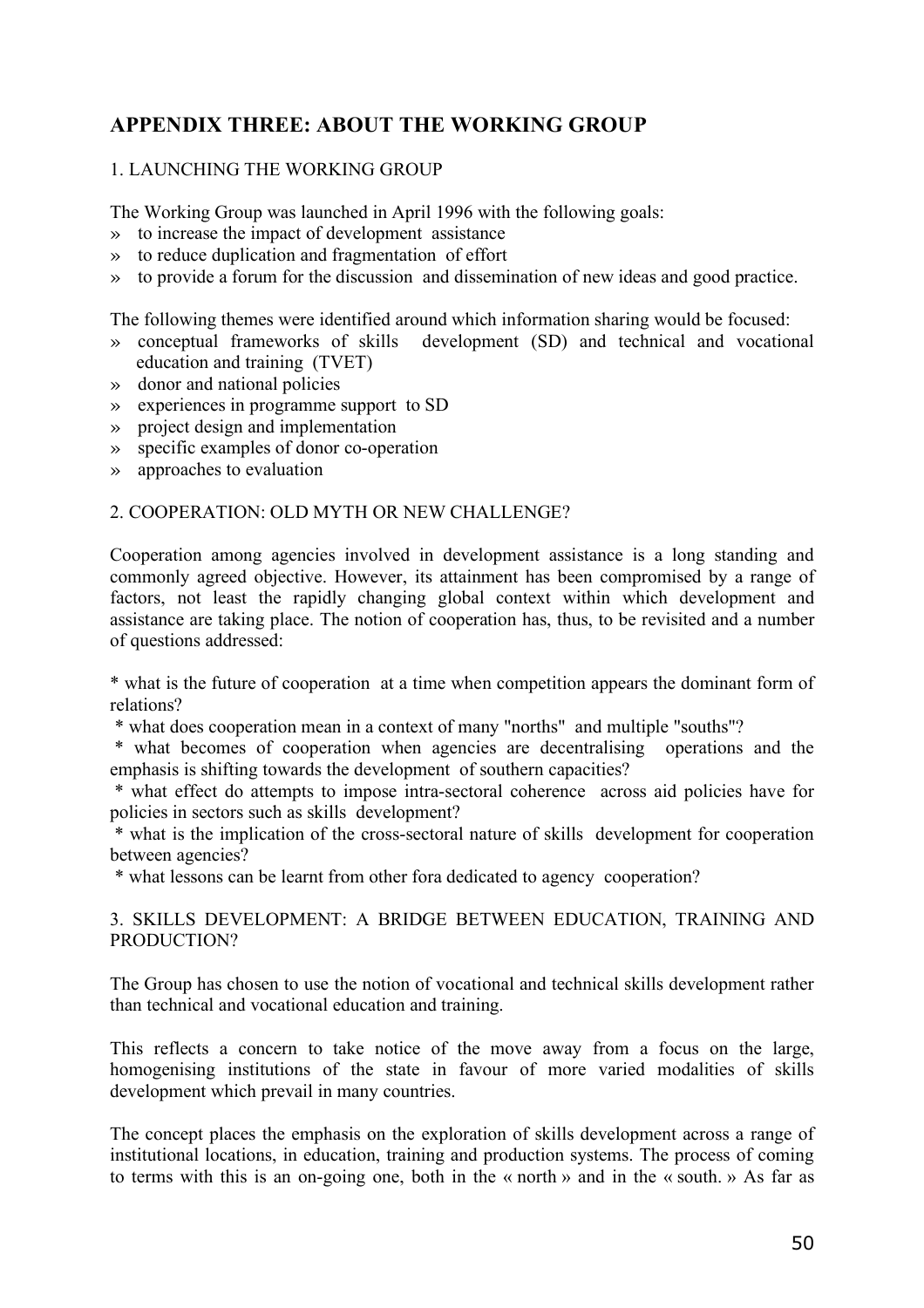## APPENDIX THREE: ABOUT THE WORKING GROUP

1. LAUNCHING THE WORKING GROUP

The Working Group was launched in April 1996 with the following goals:

» to increase the impact of development assistance
» to reduce duplication and fragmentation of effort
» to provide a forum for the discussion and dissemination of new ideas and good practice.

The following themes were identified around which information sharing would be focused:

» conceptual frameworks of skills development (SD) and technical and vocational education and training (TVET)
» donor and national policies
» experiences in programme support to SD
» project design and implementation
» specific examples of donor co-operation
» approaches to evaluation

2. COOPERATION: OLD MYTH OR NEW CHALLENGE?

Cooperation among agencies involved in development assistance is a long standing and commonly agreed objective. However, its attainment has been compromised by a range of factors, not least the rapidly changing global context within which development and assistance are taking place. The notion of cooperation has, thus, to be revisited and a number of questions addressed:

* what is the future of cooperation at a time when competition appears the dominant form of relations?
* what does cooperation mean in a context of many "norths" and multiple "souths"?
* what becomes of cooperation when agencies are decentralising operations and the emphasis is shifting towards the development of southern capacities?
* what effect do attempts to impose intra-sectoral coherence across aid policies have for policies in sectors such as skills development?
* what is the implication of the cross-sectoral nature of skills development for cooperation between agencies?
* what lessons can be learnt from other fora dedicated to agency cooperation?

3. SKILLS DEVELOPMENT: A BRIDGE BETWEEN EDUCATION, TRAINING AND PRODUCTION?

The Group has chosen to use the notion of vocational and technical skills development rather than technical and vocational education and training.

This reflects a concern to take notice of the move away from a focus on the large, homogenising institutions of the state in favour of more varied modalities of skills development which prevail in many countries.

The concept places the emphasis on the exploration of skills development across a range of institutional locations, in education, training and production systems. The process of coming to terms with this is an on-going one, both in the « north » and in the « south. » As far as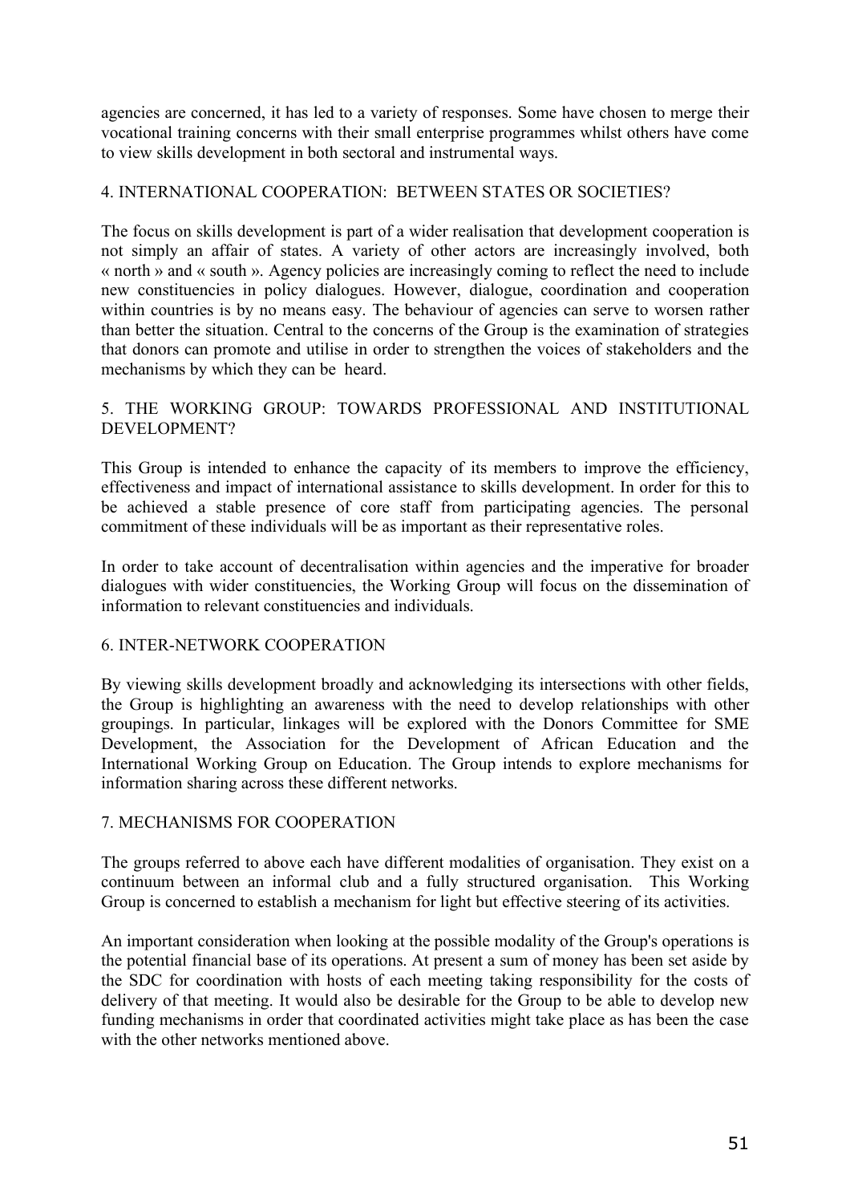agencies are concerned, it has led to a variety of responses. Some have chosen to merge their vocational training concerns with their small enterprise programmes whilst others have come to view skills development in both sectoral and instrumental ways.

## 4. INTERNATIONAL COOPERATION: BETWEEN STATES OR SOCIETIES?

The focus on skills development is part of a wider realisation that development cooperation is not simply an affair of states. A variety of other actors are increasingly involved, both « north » and « south ». Agency policies are increasingly coming to reflect the need to include new constituencies in policy dialogues. However, dialogue, coordination and cooperation within countries is by no means easy. The behaviour of agencies can serve to worsen rather than better the situation. Central to the concerns of the Group is the examination of strategies that donors can promote and utilise in order to strengthen the voices of stakeholders and the mechanisms by which they can be heard.

## 5. THE WORKING GROUP: TOWARDS PROFESSIONAL AND INSTITUTIONAL DEVELOPMENT?

This Group is intended to enhance the capacity of its members to improve the efficiency, effectiveness and impact of international assistance to skills development. In order for this to be achieved a stable presence of core staff from participating agencies. The personal commitment of these individuals will be as important as their representative roles.

In order to take account of decentralisation within agencies and the imperative for broader dialogues with wider constituencies, the Working Group will focus on the dissemination of information to relevant constituencies and individuals.

## 6. INTER-NETWORK COOPERATION

By viewing skills development broadly and acknowledging its intersections with other fields, the Group is highlighting an awareness with the need to develop relationships with other groupings. In particular, linkages will be explored with the Donors Committee for SME Development, the Association for the Development of African Education and the International Working Group on Education. The Group intends to explore mechanisms for information sharing across these different networks.

## 7. MECHANISMS FOR COOPERATION

The groups referred to above each have different modalities of organisation. They exist on a continuum between an informal club and a fully structured organisation. This Working Group is concerned to establish a mechanism for light but effective steering of its activities.

An important consideration when looking at the possible modality of the Group's operations is the potential financial base of its operations. At present a sum of money has been set aside by the SDC for coordination with hosts of each meeting taking responsibility for the costs of delivery of that meeting. It would also be desirable for the Group to be able to develop new funding mechanisms in order that coordinated activities might take place as has been the case with the other networks mentioned above.